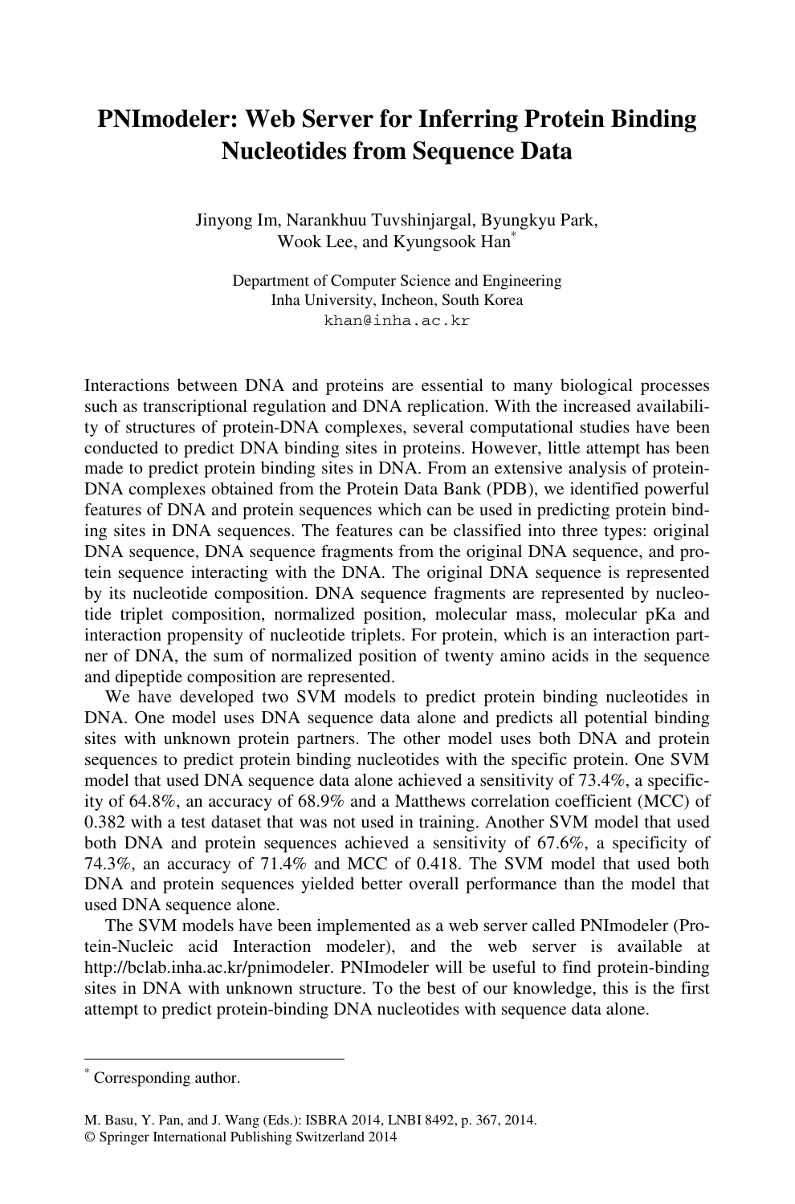# PNImodeler: Web Server for Inferring Protein Binding Nucleotides from Sequence Data

Jinyong Im, Narankhuu Tuvshinjargal, Byungkyu Park, Wook Lee, and Kyungsook Han*

Department of Computer Science and Engineering
Inha University, Incheon, South Korea
khan@inha.ac.kr

Interactions between DNA and proteins are essential to many biological processes such as transcriptional regulation and DNA replication. With the increased availability of structures of protein-DNA complexes, several computational studies have been conducted to predict DNA binding sites in proteins. However, little attempt has been made to predict protein binding sites in DNA. From an extensive analysis of protein-DNA complexes obtained from the Protein Data Bank (PDB), we identified powerful features of DNA and protein sequences which can be used in predicting protein binding sites in DNA sequences. The features can be classified into three types: original DNA sequence, DNA sequence fragments from the original DNA sequence, and protein sequence interacting with the DNA. The original DNA sequence is represented by its nucleotide composition. DNA sequence fragments are represented by nucleotide triplet composition, normalized position, molecular mass, molecular pKa and interaction propensity of nucleotide triplets. For protein, which is an interaction partner of DNA, the sum of normalized position of twenty amino acids in the sequence and dipeptide composition are represented.

We have developed two SVM models to predict protein binding nucleotides in DNA. One model uses DNA sequence data alone and predicts all potential binding sites with unknown protein partners. The other model uses both DNA and protein sequences to predict protein binding nucleotides with the specific protein. One SVM model that used DNA sequence data alone achieved a sensitivity of 73.4%, a specificity of 64.8%, an accuracy of 68.9% and a Matthews correlation coefficient (MCC) of 0.382 with a test dataset that was not used in training. Another SVM model that used both DNA and protein sequences achieved a sensitivity of 67.6%, a specificity of 74.3%, an accuracy of 71.4% and MCC of 0.418. The SVM model that used both DNA and protein sequences yielded better overall performance than the model that used DNA sequence alone.

The SVM models have been implemented as a web server called PNImodeler (Protein-Nucleic acid Interaction modeler), and the web server is available at http://bclab.inha.ac.kr/pnimodeler. PNImodeler will be useful to find protein-binding sites in DNA with unknown structure. To the best of our knowledge, this is the first attempt to predict protein-binding DNA nucleotides with sequence data alone.

* Corresponding author.

M. Basu, Y. Pan, and J. Wang (Eds.): ISBRA 2014, LNBI 8492, p. 367, 2014.
© Springer International Publishing Switzerland 2014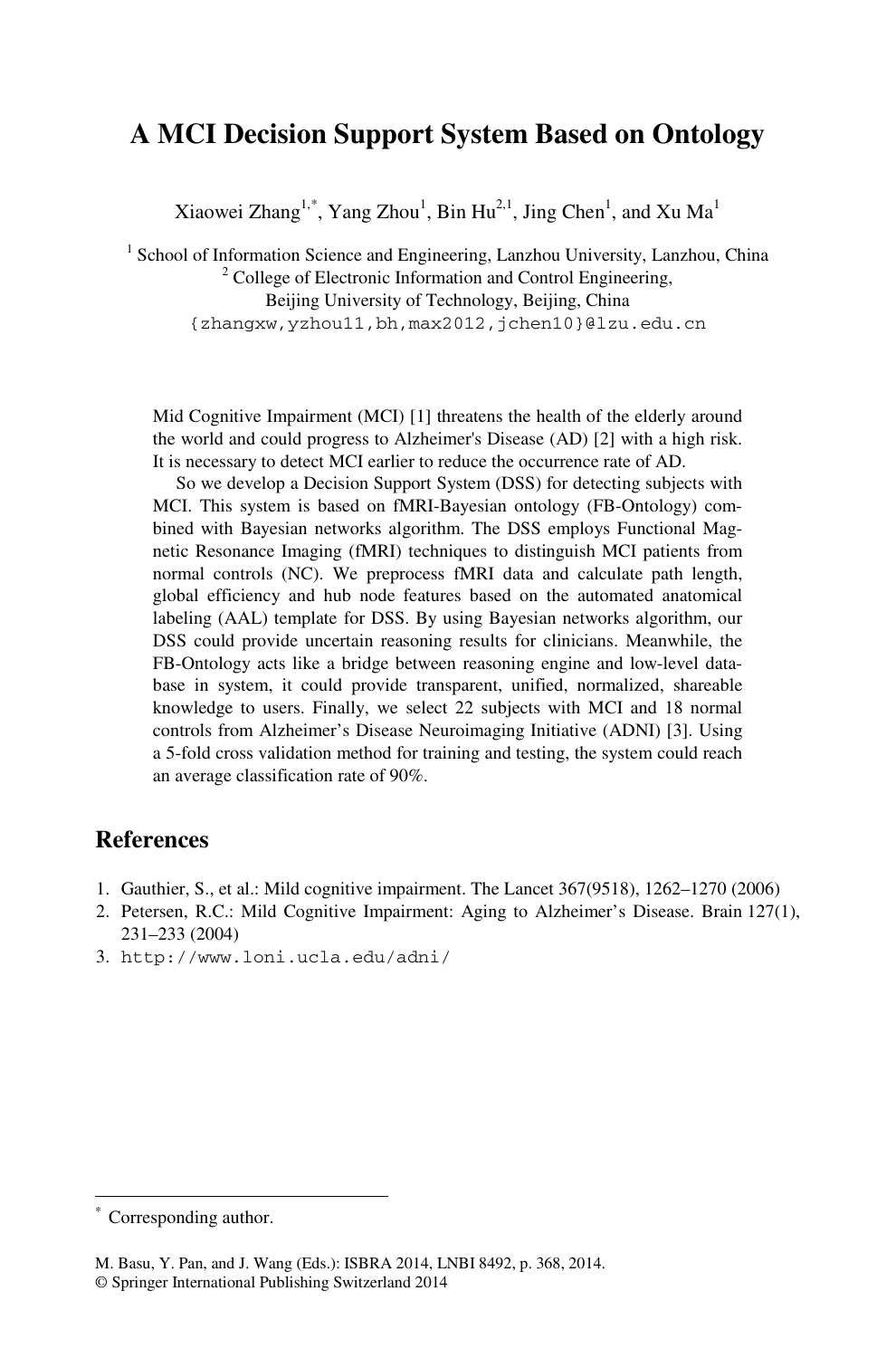# A MCI Decision Support System Based on Ontology

Xiaowei Zhang[1,*], Yang Zhou[1], Bin Hu[2,1], Jing Chen[1], and Xu Ma[1]

[1] School of Information Science and Engineering, Lanzhou University, Lanzhou, China
[2] College of Electronic Information and Control Engineering, Beijing University of Technology, Beijing, China
{zhangxw,yzhou11,bh,max2012,jchen10}@lzu.edu.cn

Mid Cognitive Impairment (MCI) [1] threatens the health of the elderly around the world and could progress to Alzheimer's Disease (AD) [2] with a high risk. It is necessary to detect MCI earlier to reduce the occurrence rate of AD.

So we develop a Decision Support System (DSS) for detecting subjects with MCI. This system is based on fMRI-Bayesian ontology (FB-Ontology) combined with Bayesian networks algorithm. The DSS employs Functional Magnetic Resonance Imaging (fMRI) techniques to distinguish MCI patients from normal controls (NC). We preprocess fMRI data and calculate path length, global efficiency and hub node features based on the automated anatomical labeling (AAL) template for DSS. By using Bayesian networks algorithm, our DSS could provide uncertain reasoning results for clinicians. Meanwhile, the FB-Ontology acts like a bridge between reasoning engine and low-level database in system, it could provide transparent, unified, normalized, shareable knowledge to users. Finally, we select 22 subjects with MCI and 18 normal controls from Alzheimer's Disease Neuroimaging Initiative (ADNI) [3]. Using a 5-fold cross validation method for training and testing, the system could reach an average classification rate of 90%.

## References

1. Gauthier, S., et al.: Mild cognitive impairment. The Lancet 367(9518), 1262–1270 (2006)
2. Petersen, R.C.: Mild Cognitive Impairment: Aging to Alzheimer's Disease. Brain 127(1), 231–233 (2004)
3. http://www.loni.ucla.edu/adni/

[*] Corresponding author.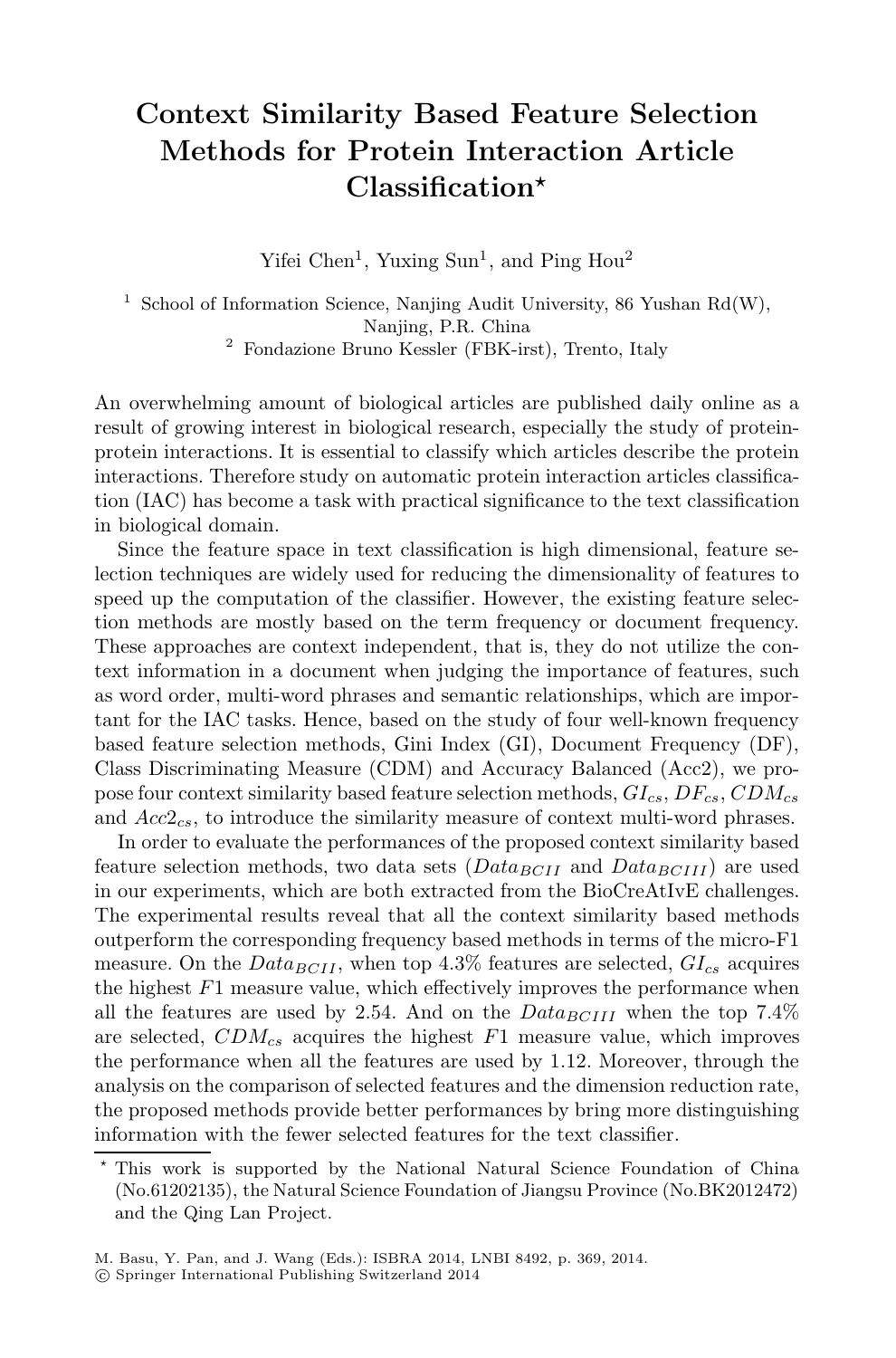# Context Similarity Based Feature Selection Methods for Protein Interaction Article Classification*

Yifei Chen[1], Yuxing Sun[1], and Ping Hou[2]

[1] School of Information Science, Nanjing Audit University, 86 Yushan Rd(W), Nanjing, P.R. China
[2] Fondazione Bruno Kessler (FBK-irst), Trento, Italy

An overwhelming amount of biological articles are published daily online as a result of growing interest in biological research, especially the study of protein-protein interactions. It is essential to classify which articles describe the protein interactions. Therefore study on automatic protein interaction articles classification (IAC) has become a task with practical significance to the text classification in biological domain.

Since the feature space in text classification is high dimensional, feature selection techniques are widely used for reducing the dimensionality of features to speed up the computation of the classifier. However, the existing feature selection methods are mostly based on the term frequency or document frequency. These approaches are context independent, that is, they do not utilize the context information in a document when judging the importance of features, such as word order, multi-word phrases and semantic relationships, which are important for the IAC tasks. Hence, based on the study of four well-known frequency based feature selection methods, Gini Index (GI), Document Frequency (DF), Class Discriminating Measure (CDM) and Accuracy Balanced (Acc2), we propose four context similarity based feature selection methods, $GI_{cs}$, $DF_{cs}$, $CDM_{cs}$ and $Acc2_{cs}$, to introduce the similarity measure of context multi-word phrases.

In order to evaluate the performances of the proposed context similarity based feature selection methods, two data sets ($Data_{BCII}$ and $Data_{BCIII}$) are used in our experiments, which are both extracted from the BioCreAtIvE challenges. The experimental results reveal that all the context similarity based methods outperform the corresponding frequency based methods in terms of the micro-F1 measure. On the $Data_{BCII}$, when top 4.3% features are selected, $GI_{cs}$ acquires the highest $F1$ measure value, which effectively improves the performance when all the features are used by 2.54. And on the $Data_{BCIII}$ when the top 7.4% are selected, $CDM_{cs}$ acquires the highest $F1$ measure value, which improves the performance when all the features are used by 1.12. Moreover, through the analysis on the comparison of selected features and the dimension reduction rate, the proposed methods provide better performances by bring more distinguishing information with the fewer selected features for the text classifier.

---

* This work is supported by the National Natural Science Foundation of China (No.61202135), the Natural Science Foundation of Jiangsu Province (No.BK2012472) and the Qing Lan Project.

M. Basu, Y. Pan, and J. Wang (Eds.): ISBRA 2014, LNBI 8492, p. 369, 2014.
© Springer International Publishing Switzerland 2014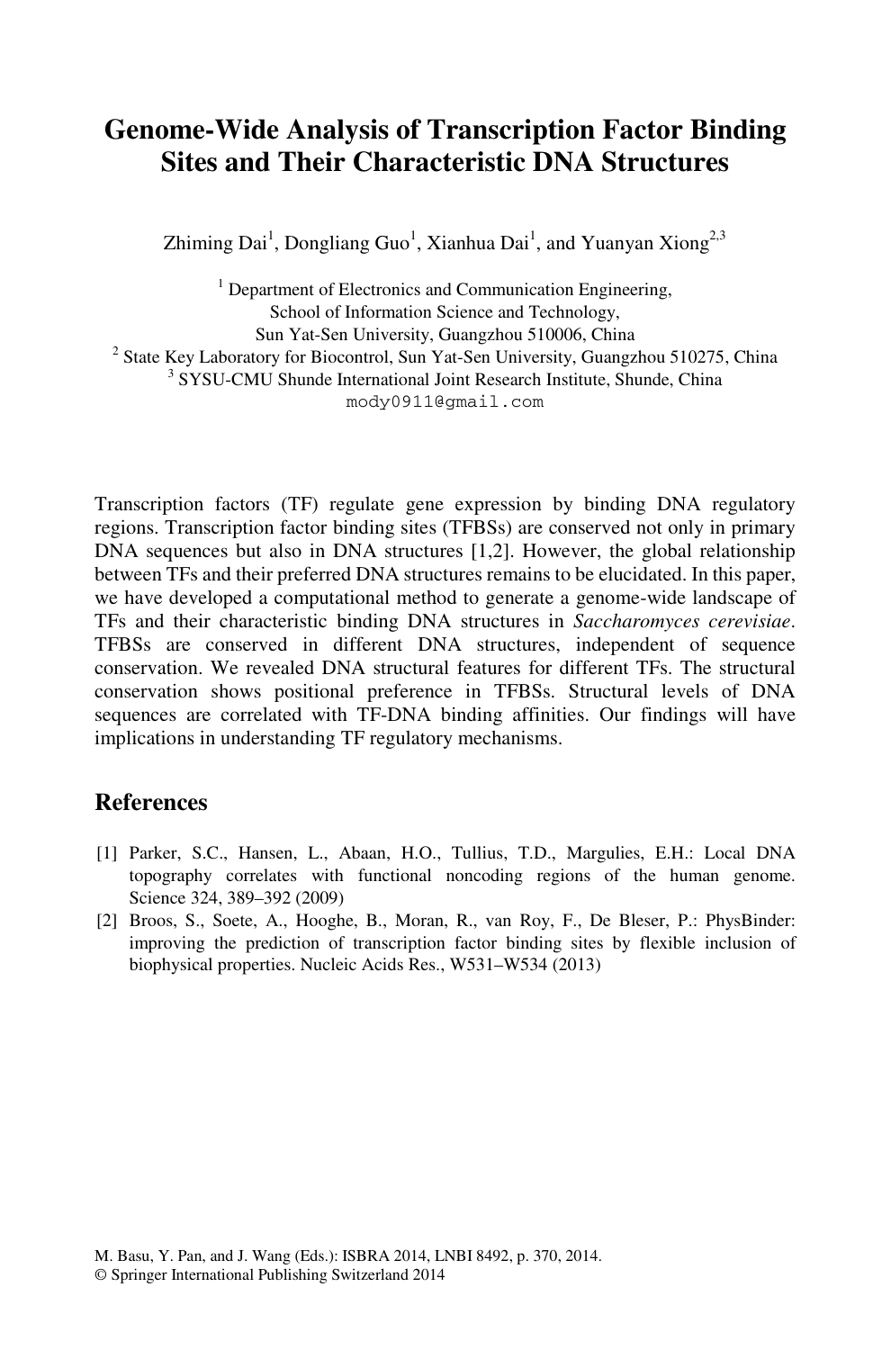# Genome-Wide Analysis of Transcription Factor Binding Sites and Their Characteristic DNA Structures

Zhiming Dai[1], Dongliang Guo[1], Xianhua Dai[1], and Yuanyan Xiong[2,3]

[1] Department of Electronics and Communication Engineering, School of Information Science and Technology, Sun Yat-Sen University, Guangzhou 510006, China

[2] State Key Laboratory for Biocontrol, Sun Yat-Sen University, Guangzhou 510275, China

[3] SYSU-CMU Shunde International Joint Research Institute, Shunde, China

mody0911@gmail.com

Transcription factors (TF) regulate gene expression by binding DNA regulatory regions. Transcription factor binding sites (TFBSs) are conserved not only in primary DNA sequences but also in DNA structures [1,2]. However, the global relationship between TFs and their preferred DNA structures remains to be elucidated. In this paper, we have developed a computational method to generate a genome-wide landscape of TFs and their characteristic binding DNA structures in *Saccharomyces cerevisiae*. TFBSs are conserved in different DNA structures, independent of sequence conservation. We revealed DNA structural features for different TFs. The structural conservation shows positional preference in TFBSs. Structural levels of DNA sequences are correlated with TF-DNA binding affinities. Our findings will have implications in understanding TF regulatory mechanisms.

## References

[1] Parker, S.C., Hansen, L., Abaan, H.O., Tullius, T.D., Margulies, E.H.: Local DNA topography correlates with functional noncoding regions of the human genome. Science 324, 389–392 (2009)

[2] Broos, S., Soete, A., Hooghe, B., Moran, R., van Roy, F., De Bleser, P.: PhysBinder: improving the prediction of transcription factor binding sites by flexible inclusion of biophysical properties. Nucleic Acids Res., W531–W534 (2013)

M. Basu, Y. Pan, and J. Wang (Eds.): ISBRA 2014, LNBI 8492, p. 370, 2014.
© Springer International Publishing Switzerland 2014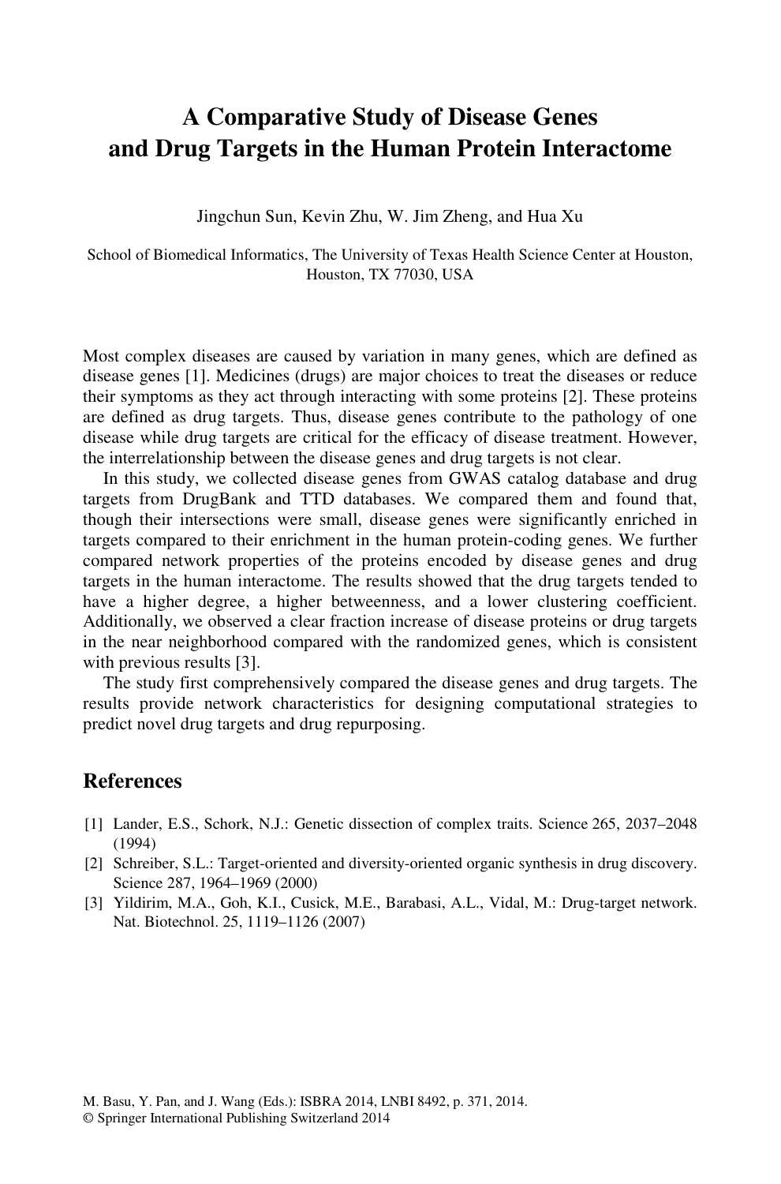# A Comparative Study of Disease Genes and Drug Targets in the Human Protein Interactome

Jingchun Sun, Kevin Zhu, W. Jim Zheng, and Hua Xu

School of Biomedical Informatics, The University of Texas Health Science Center at Houston, Houston, TX 77030, USA

Most complex diseases are caused by variation in many genes, which are defined as disease genes [1]. Medicines (drugs) are major choices to treat the diseases or reduce their symptoms as they act through interacting with some proteins [2]. These proteins are defined as drug targets. Thus, disease genes contribute to the pathology of one disease while drug targets are critical for the efficacy of disease treatment. However, the interrelationship between the disease genes and drug targets is not clear.

In this study, we collected disease genes from GWAS catalog database and drug targets from DrugBank and TTD databases. We compared them and found that, though their intersections were small, disease genes were significantly enriched in targets compared to their enrichment in the human protein-coding genes. We further compared network properties of the proteins encoded by disease genes and drug targets in the human interactome. The results showed that the drug targets tended to have a higher degree, a higher betweenness, and a lower clustering coefficient. Additionally, we observed a clear fraction increase of disease proteins or drug targets in the near neighborhood compared with the randomized genes, which is consistent with previous results [3].

The study first comprehensively compared the disease genes and drug targets. The results provide network characteristics for designing computational strategies to predict novel drug targets and drug repurposing.

## References

[1] Lander, E.S., Schork, N.J.: Genetic dissection of complex traits. Science 265, 2037–2048 (1994)

[2] Schreiber, S.L.: Target-oriented and diversity-oriented organic synthesis in drug discovery. Science 287, 1964–1969 (2000)

[3] Yildirim, M.A., Goh, K.I., Cusick, M.E., Barabasi, A.L., Vidal, M.: Drug-target network. Nat. Biotechnol. 25, 1119–1126 (2007)

M. Basu, Y. Pan, and J. Wang (Eds.): ISBRA 2014, LNBI 8492, p. 371, 2014.
© Springer International Publishing Switzerland 2014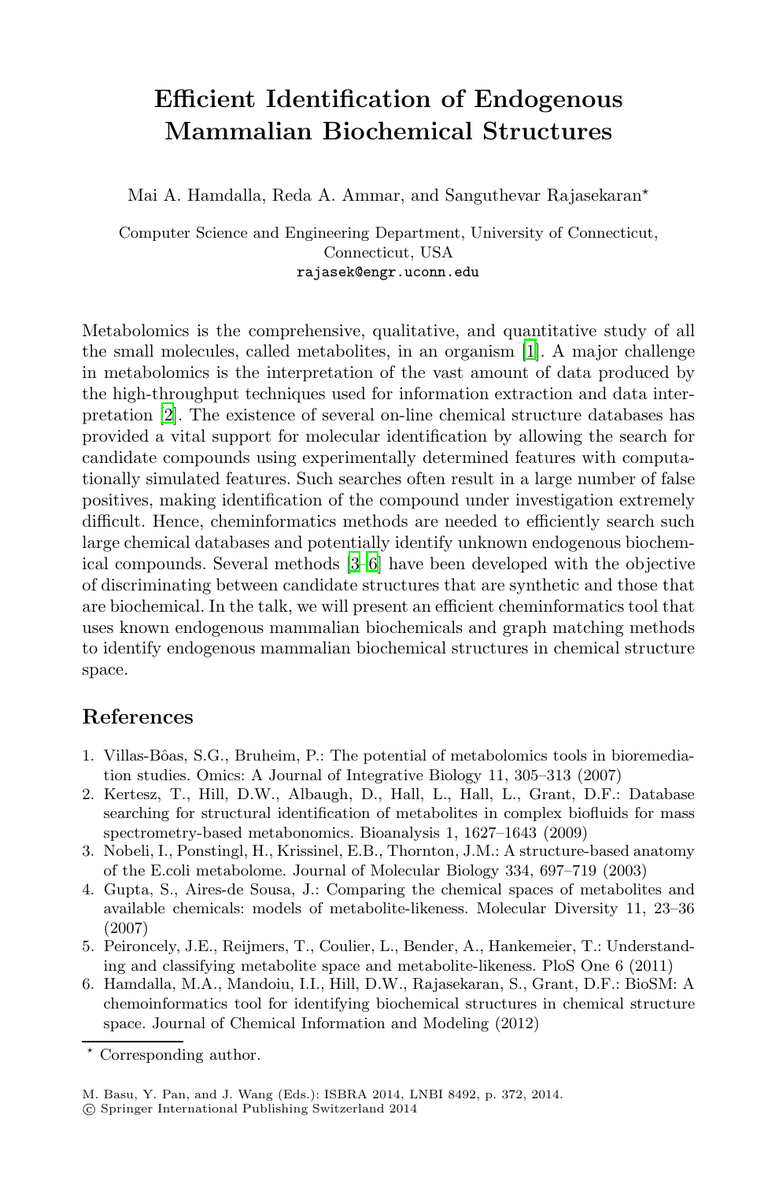# Efficient Identification of Endogenous Mammalian Biochemical Structures

Mai A. Hamdalla, Reda A. Ammar, and Sanguthevar Rajasekaran*

Computer Science and Engineering Department, University of Connecticut, Connecticut, USA
rajasek@engr.uconn.edu

Metabolomics is the comprehensive, qualitative, and quantitative study of all the small molecules, called metabolites, in an organism [1]. A major challenge in metabolomics is the interpretation of the vast amount of data produced by the high-throughput techniques used for information extraction and data interpretation [2]. The existence of several on-line chemical structure databases has provided a vital support for molecular identification by allowing the search for candidate compounds using experimentally determined features with computationally simulated features. Such searches often result in a large number of false positives, making identification of the compound under investigation extremely difficult. Hence, cheminformatics methods are needed to efficiently search such large chemical databases and potentially identify unknown endogenous biochemical compounds. Several methods [3–6] have been developed with the objective of discriminating between candidate structures that are synthetic and those that are biochemical. In the talk, we will present an efficient cheminformatics tool that uses known endogenous mammalian biochemicals and graph matching methods to identify endogenous mammalian biochemical structures in chemical structure space.

## References

1. Villas-Bôas, S.G., Bruheim, P.: The potential of metabolomics tools in bioremediation studies. Omics: A Journal of Integrative Biology 11, 305–313 (2007)
2. Kertesz, T., Hill, D.W., Albaugh, D., Hall, L., Hall, L., Grant, D.F.: Database searching for structural identification of metabolites in complex biofluids for mass spectrometry-based metabonomics. Bioanalysis 1, 1627–1643 (2009)
3. Nobeli, I., Ponstingl, H., Krissinel, E.B., Thornton, J.M.: A structure-based anatomy of the E.coli metabolome. Journal of Molecular Biology 334, 697–719 (2003)
4. Gupta, S., Aires-de Sousa, J.: Comparing the chemical spaces of metabolites and available chemicals: models of metabolite-likeness. Molecular Diversity 11, 23–36 (2007)
5. Peironcely, J.E., Reijmers, T., Coulier, L., Bender, A., Hankemeier, T.: Understanding and classifying metabolite space and metabolite-likeness. PloS One 6 (2011)
6. Hamdalla, M.A., Mandoiu, I.I., Hill, D.W., Rajasekaran, S., Grant, D.F.: BioSM: A chemoinformatics tool for identifying biochemical structures in chemical structure space. Journal of Chemical Information and Modeling (2012)

* Corresponding author.

M. Basu, Y. Pan, and J. Wang (Eds.): ISBRA 2014, LNBI 8492, p. 372, 2014.
© Springer International Publishing Switzerland 2014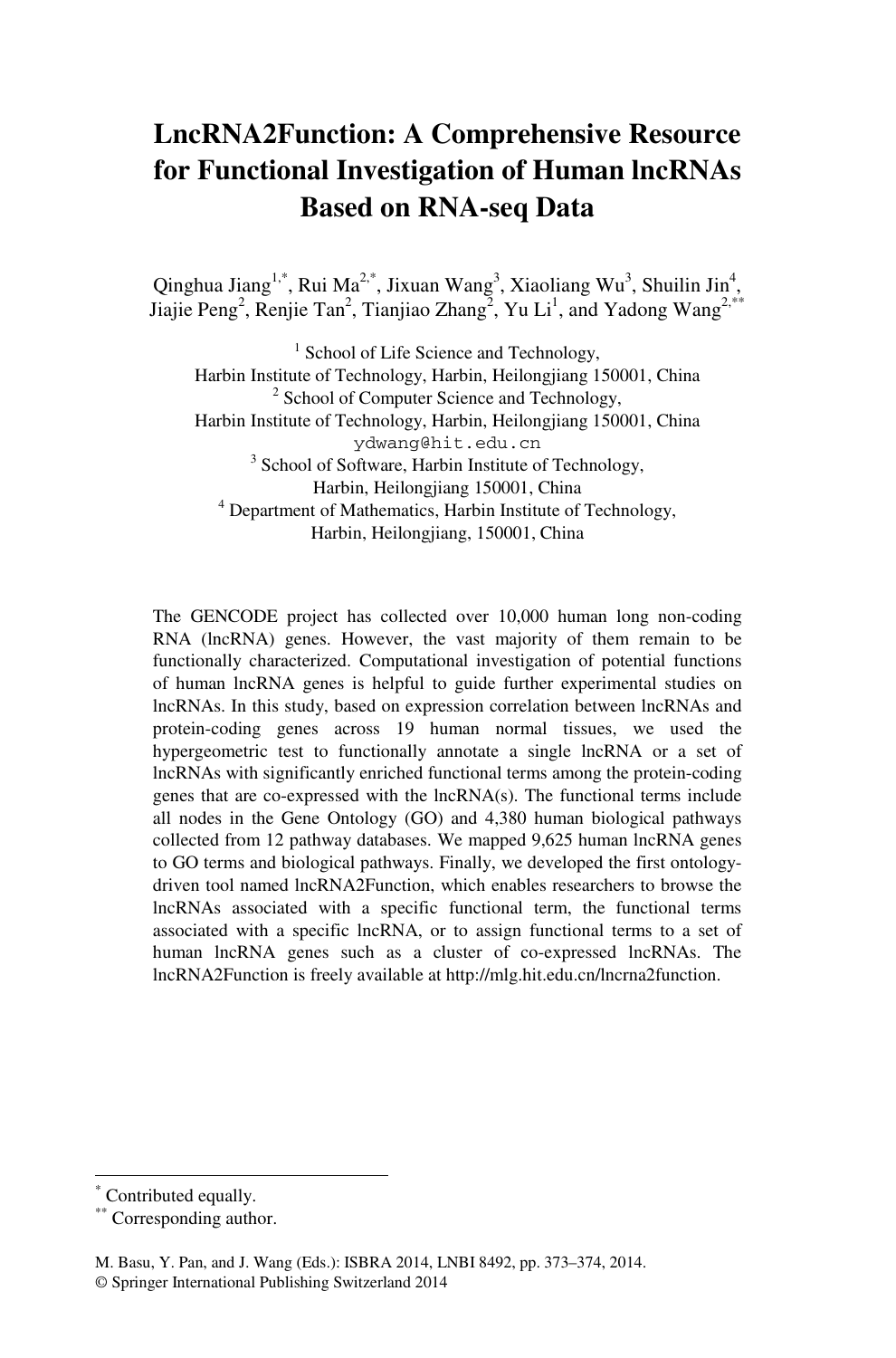# LncRNA2Function: A Comprehensive Resource for Functional Investigation of Human lncRNAs Based on RNA-seq Data

Qinghua Jiang[1,*], Rui Ma[2,*], Jixuan Wang[3], Xiaoliang Wu[3], Shuilin Jin[4], Jiajie Peng[2], Renjie Tan[2], Tianjiao Zhang[2], Yu Li[1], and Yadong Wang[2,**]

[1] School of Life Science and Technology, Harbin Institute of Technology, Harbin, Heilongjiang 150001, China

[2] School of Computer Science and Technology, Harbin Institute of Technology, Harbin, Heilongjiang 150001, China
ydwang@hit.edu.cn

[3] School of Software, Harbin Institute of Technology, Harbin, Heilongjiang 150001, China

[4] Department of Mathematics, Harbin Institute of Technology, Harbin, Heilongjiang, 150001, China

The GENCODE project has collected over 10,000 human long non-coding RNA (lncRNA) genes. However, the vast majority of them remain to be functionally characterized. Computational investigation of potential functions of human lncRNA genes is helpful to guide further experimental studies on lncRNAs. In this study, based on expression correlation between lncRNAs and protein-coding genes across 19 human normal tissues, we used the hypergeometric test to functionally annotate a single lncRNA or a set of lncRNAs with significantly enriched functional terms among the protein-coding genes that are co-expressed with the lncRNA(s). The functional terms include all nodes in the Gene Ontology (GO) and 4,380 human biological pathways collected from 12 pathway databases. We mapped 9,625 human lncRNA genes to GO terms and biological pathways. Finally, we developed the first ontology-driven tool named lncRNA2Function, which enables researchers to browse the lncRNAs associated with a specific functional term, the functional terms associated with a specific lncRNA, or to assign functional terms to a set of human lncRNA genes such as a cluster of co-expressed lncRNAs. The lncRNA2Function is freely available at http://mlg.hit.edu.cn/lncrna2function.

[*] Contributed equally.

[**] Corresponding author.

M. Basu, Y. Pan, and J. Wang (Eds.): ISBRA 2014, LNBI 8492, pp. 373–374, 2014.
© Springer International Publishing Switzerland 2014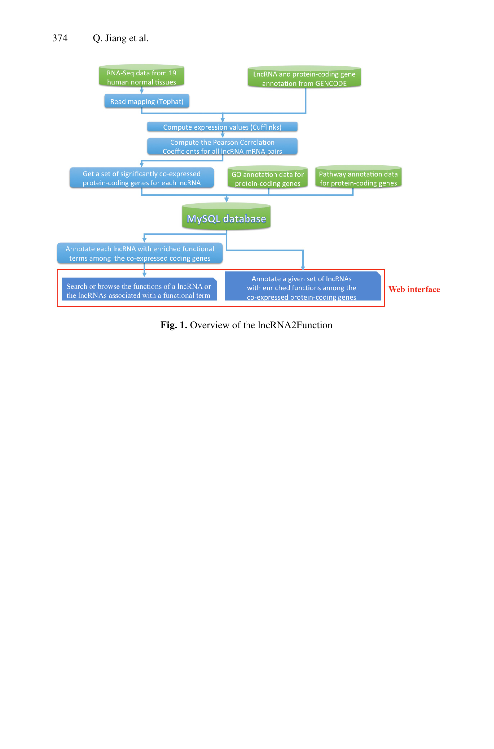**Fig. 1.** Overview of the lncRNA2Function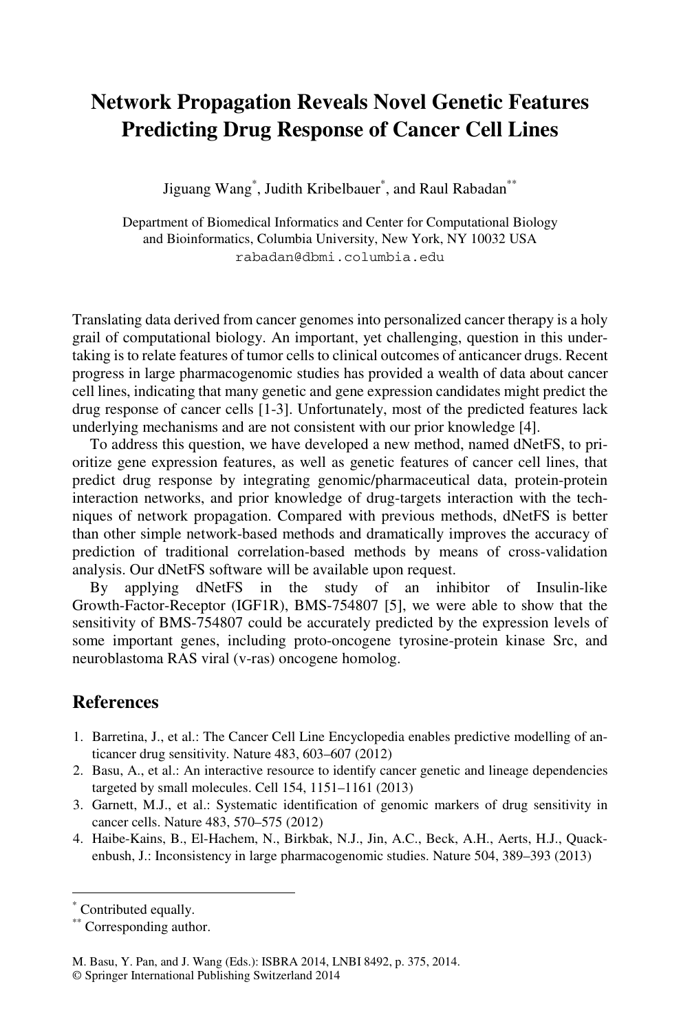# Network Propagation Reveals Novel Genetic Features Predicting Drug Response of Cancer Cell Lines

Jiguang Wang*, Judith Kribelbauer*, and Raul Rabadan**

Department of Biomedical Informatics and Center for Computational Biology and Bioinformatics, Columbia University, New York, NY 10032 USA
rabadan@dbmi.columbia.edu

Translating data derived from cancer genomes into personalized cancer therapy is a holy grail of computational biology. An important, yet challenging, question in this undertaking is to relate features of tumor cells to clinical outcomes of anticancer drugs. Recent progress in large pharmacogenomic studies has provided a wealth of data about cancer cell lines, indicating that many genetic and gene expression candidates might predict the drug response of cancer cells [1-3]. Unfortunately, most of the predicted features lack underlying mechanisms and are not consistent with our prior knowledge [4].

To address this question, we have developed a new method, named dNetFS, to prioritize gene expression features, as well as genetic features of cancer cell lines, that predict drug response by integrating genomic/pharmaceutical data, protein-protein interaction networks, and prior knowledge of drug-targets interaction with the techniques of network propagation. Compared with previous methods, dNetFS is better than other simple network-based methods and dramatically improves the accuracy of prediction of traditional correlation-based methods by means of cross-validation analysis. Our dNetFS software will be available upon request.

By applying dNetFS in the study of an inhibitor of Insulin-like Growth-Factor-Receptor (IGF1R), BMS-754807 [5], we were able to show that the sensitivity of BMS-754807 could be accurately predicted by the expression levels of some important genes, including proto-oncogene tyrosine-protein kinase Src, and neuroblastoma RAS viral (v-ras) oncogene homolog.

## References

1. Barretina, J., et al.: The Cancer Cell Line Encyclopedia enables predictive modelling of anticancer drug sensitivity. Nature 483, 603–607 (2012)
2. Basu, A., et al.: An interactive resource to identify cancer genetic and lineage dependencies targeted by small molecules. Cell 154, 1151–1161 (2013)
3. Garnett, M.J., et al.: Systematic identification of genomic markers of drug sensitivity in cancer cells. Nature 483, 570–575 (2012)
4. Haibe-Kains, B., El-Hachem, N., Birkbak, N.J., Jin, A.C., Beck, A.H., Aerts, H.J., Quackenbush, J.: Inconsistency in large pharmacogenomic studies. Nature 504, 389–393 (2013)

---

* Contributed equally.

** Corresponding author.

M. Basu, Y. Pan, and J. Wang (Eds.): ISBRA 2014, LNBI 8492, p. 375, 2014.
© Springer International Publishing Switzerland 2014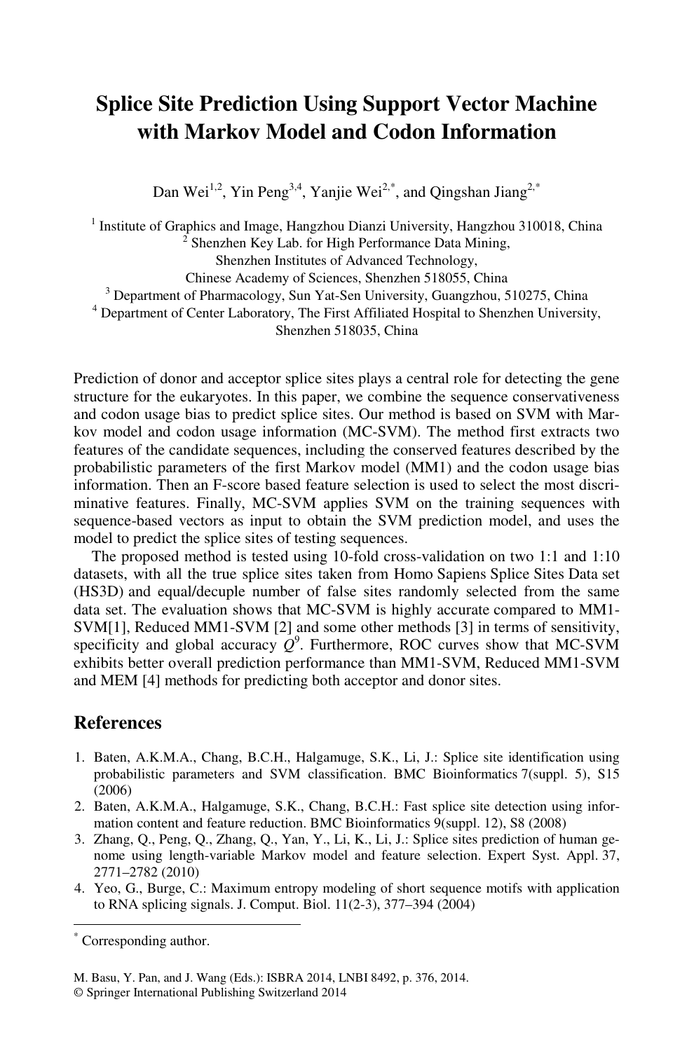# Splice Site Prediction Using Support Vector Machine with Markov Model and Codon Information

Dan Wei[1,2], Yin Peng[3,4], Yanjie Wei[2,*], and Qingshan Jiang[2,*]

[1] Institute of Graphics and Image, Hangzhou Dianzi University, Hangzhou 310018, China
[2] Shenzhen Key Lab. for High Performance Data Mining, Shenzhen Institutes of Advanced Technology, Chinese Academy of Sciences, Shenzhen 518055, China
[3] Department of Pharmacology, Sun Yat-Sen University, Guangzhou, 510275, China
[4] Department of Center Laboratory, The First Affiliated Hospital to Shenzhen University, Shenzhen 518035, China

Prediction of donor and acceptor splice sites plays a central role for detecting the gene structure for the eukaryotes. In this paper, we combine the sequence conservativeness and codon usage bias to predict splice sites. Our method is based on SVM with Markov model and codon usage information (MC-SVM). The method first extracts two features of the candidate sequences, including the conserved features described by the probabilistic parameters of the first Markov model (MM1) and the codon usage bias information. Then an F-score based feature selection is used to select the most discriminative features. Finally, MC-SVM applies SVM on the training sequences with sequence-based vectors as input to obtain the SVM prediction model, and uses the model to predict the splice sites of testing sequences.

The proposed method is tested using 10-fold cross-validation on two 1:1 and 1:10 datasets, with all the true splice sites taken from Homo Sapiens Splice Sites Data set (HS3D) and equal/decuple number of false sites randomly selected from the same data set. The evaluation shows that MC-SVM is highly accurate compared to MM1-SVM[1], Reduced MM1-SVM [2] and some other methods [3] in terms of sensitivity, specificity and global accuracy $Q^9$. Furthermore, ROC curves show that MC-SVM exhibits better overall prediction performance than MM1-SVM, Reduced MM1-SVM and MEM [4] methods for predicting both acceptor and donor sites.

## References

1. Baten, A.K.M.A., Chang, B.C.H., Halgamuge, S.K., Li, J.: Splice site identification using probabilistic parameters and SVM classification. BMC Bioinformatics 7(suppl. 5), S15 (2006)
2. Baten, A.K.M.A., Halgamuge, S.K., Chang, B.C.H.: Fast splice site detection using information content and feature reduction. BMC Bioinformatics 9(suppl. 12), S8 (2008)
3. Zhang, Q., Peng, Q., Zhang, Q., Yan, Y., Li, K., Li, J.: Splice sites prediction of human genome using length-variable Markov model and feature selection. Expert Syst. Appl. 37, 2771–2782 (2010)
4. Yeo, G., Burge, C.: Maximum entropy modeling of short sequence motifs with application to RNA splicing signals. J. Comput. Biol. 11(2-3), 377–394 (2004)

[*] Corresponding author.

M. Basu, Y. Pan, and J. Wang (Eds.): ISBRA 2014, LNBI 8492, p. 376, 2014.
© Springer International Publishing Switzerland 2014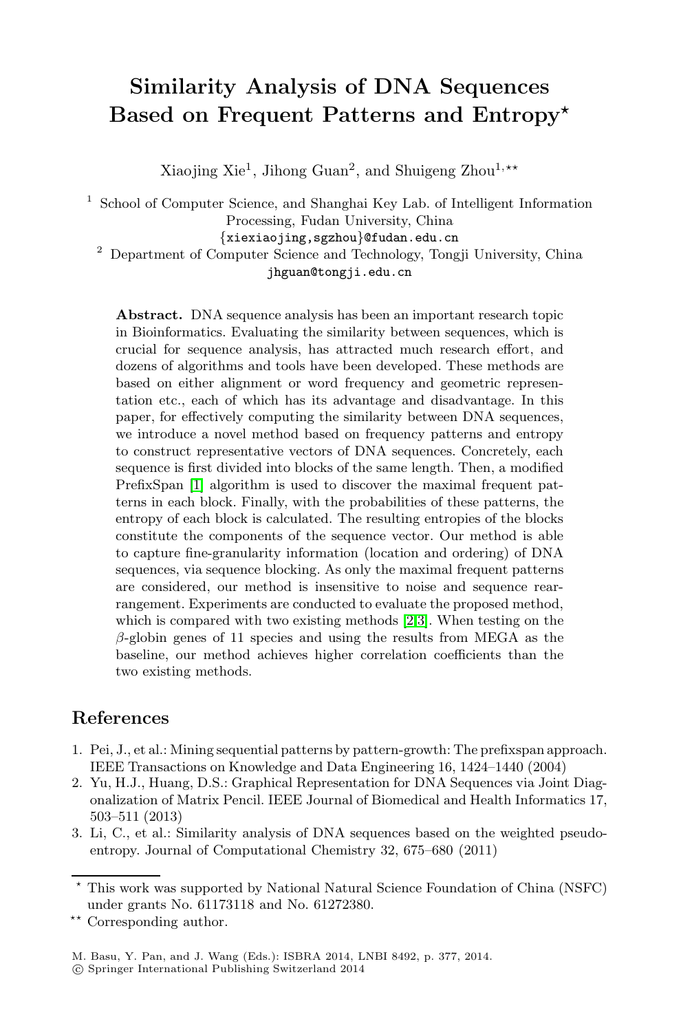# Similarity Analysis of DNA Sequences Based on Frequent Patterns and Entropy*

Xiaojing Xie[1], Jihong Guan[2], and Shuigeng Zhou[1,**]

[1] School of Computer Science, and Shanghai Key Lab. of Intelligent Information Processing, Fudan University, China
{xiexiaojing,sgzhou}@fudan.edu.cn

[2] Department of Computer Science and Technology, Tongji University, China
jhguan@tongji.edu.cn

**Abstract.** DNA sequence analysis has been an important research topic in Bioinformatics. Evaluating the similarity between sequences, which is crucial for sequence analysis, has attracted much research effort, and dozens of algorithms and tools have been developed. These methods are based on either alignment or word frequency and geometric representation etc., each of which has its advantage and disadvantage. In this paper, for effectively computing the similarity between DNA sequences, we introduce a novel method based on frequency patterns and entropy to construct representative vectors of DNA sequences. Concretely, each sequence is first divided into blocks of the same length. Then, a modified PrefixSpan [1] algorithm is used to discover the maximal frequent patterns in each block. Finally, with the probabilities of these patterns, the entropy of each block is calculated. The resulting entropies of the blocks constitute the components of the sequence vector. Our method is able to capture fine-granularity information (location and ordering) of DNA sequences, via sequence blocking. As only the maximal frequent patterns are considered, our method is insensitive to noise and sequence rearrangement. Experiments are conducted to evaluate the proposed method, which is compared with two existing methods [2,3]. When testing on the $\beta$-globin genes of 11 species and using the results from MEGA as the baseline, our method achieves higher correlation coefficients than the two existing methods.

## References

1. Pei, J., et al.: Mining sequential patterns by pattern-growth: The prefixspan approach. IEEE Transactions on Knowledge and Data Engineering 16, 1424–1440 (2004)
2. Yu, H.J., Huang, D.S.: Graphical Representation for DNA Sequences via Joint Diagonalization of Matrix Pencil. IEEE Journal of Biomedical and Health Informatics 17, 503–511 (2013)
3. Li, C., et al.: Similarity analysis of DNA sequences based on the weighted pseudo-entropy. Journal of Computational Chemistry 32, 675–680 (2011)

---

* This work was supported by National Natural Science Foundation of China (NSFC) under grants No. 61173118 and No. 61272380.

** Corresponding author.

M. Basu, Y. Pan, and J. Wang (Eds.): ISBRA 2014, LNBI 8492, p. 377, 2014.
© Springer International Publishing Switzerland 2014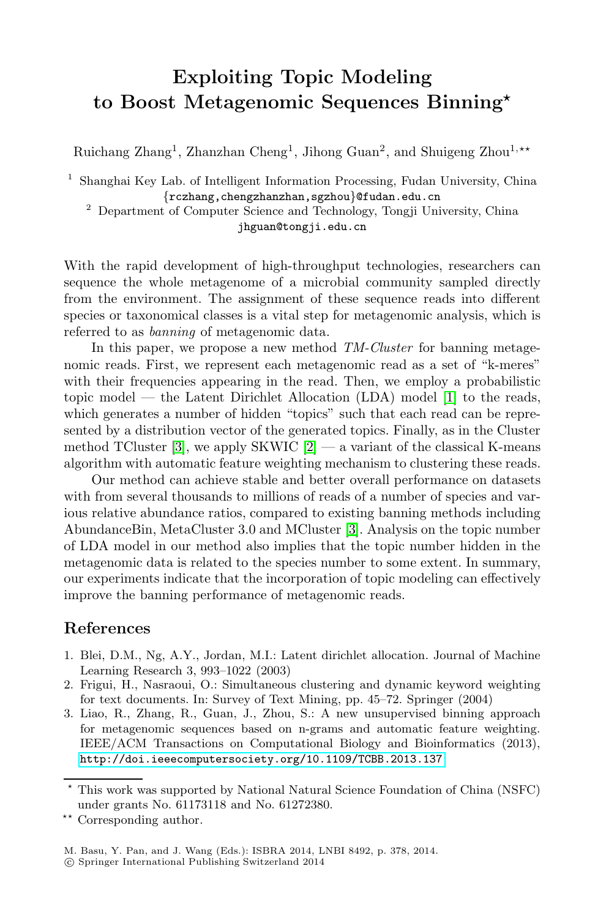# Exploiting Topic Modeling to Boost Metagenomic Sequences Binning*

Ruichang Zhang[1], Zhanzhan Cheng[1], Jihong Guan[2], and Shuigeng Zhou[1,**]

[1] Shanghai Key Lab. of Intelligent Information Processing, Fudan University, China
{rczhang,chengzhanzhan,sgzhou}@fudan.edu.cn

[2] Department of Computer Science and Technology, Tongji University, China
jhguan@tongji.edu.cn

With the rapid development of high-throughput technologies, researchers can sequence the whole metagenome of a microbial community sampled directly from the environment. The assignment of these sequence reads into different species or taxonomical classes is a vital step for metagenomic analysis, which is referred to as *banning* of metagenomic data.

In this paper, we propose a new method *TM-Cluster* for banning metagenomic reads. First, we represent each metagenomic read as a set of "k-meres" with their frequencies appearing in the read. Then, we employ a probabilistic topic model — the Latent Dirichlet Allocation (LDA) model [1] to the reads, which generates a number of hidden "topics" such that each read can be represented by a distribution vector of the generated topics. Finally, as in the Cluster method TCluster [3], we apply SKWIC [2] — a variant of the classical K-means algorithm with automatic feature weighting mechanism to clustering these reads.

Our method can achieve stable and better overall performance on datasets with from several thousands to millions of reads of a number of species and various relative abundance ratios, compared to existing banning methods including AbundanceBin, MetaCluster 3.0 and MCluster [3]. Analysis on the topic number of LDA model in our method also implies that the topic number hidden in the metagenomic data is related to the species number to some extent. In summary, our experiments indicate that the incorporation of topic modeling can effectively improve the banning performance of metagenomic reads.

## References

1. Blei, D.M., Ng, A.Y., Jordan, M.I.: Latent dirichlet allocation. Journal of Machine Learning Research 3, 993–1022 (2003)
2. Frigui, H., Nasraoui, O.: Simultaneous clustering and dynamic keyword weighting for text documents. In: Survey of Text Mining, pp. 45–72. Springer (2004)
3. Liao, R., Zhang, R., Guan, J., Zhou, S.: A new unsupervised binning approach for metagenomic sequences based on n-grams and automatic feature weighting. IEEE/ACM Transactions on Computational Biology and Bioinformatics (2013), http://doi.ieeecomputersociety.org/10.1109/TCBB.2013.137

* This work was supported by National Natural Science Foundation of China (NSFC) under grants No. 61173118 and No. 61272380.

** Corresponding author.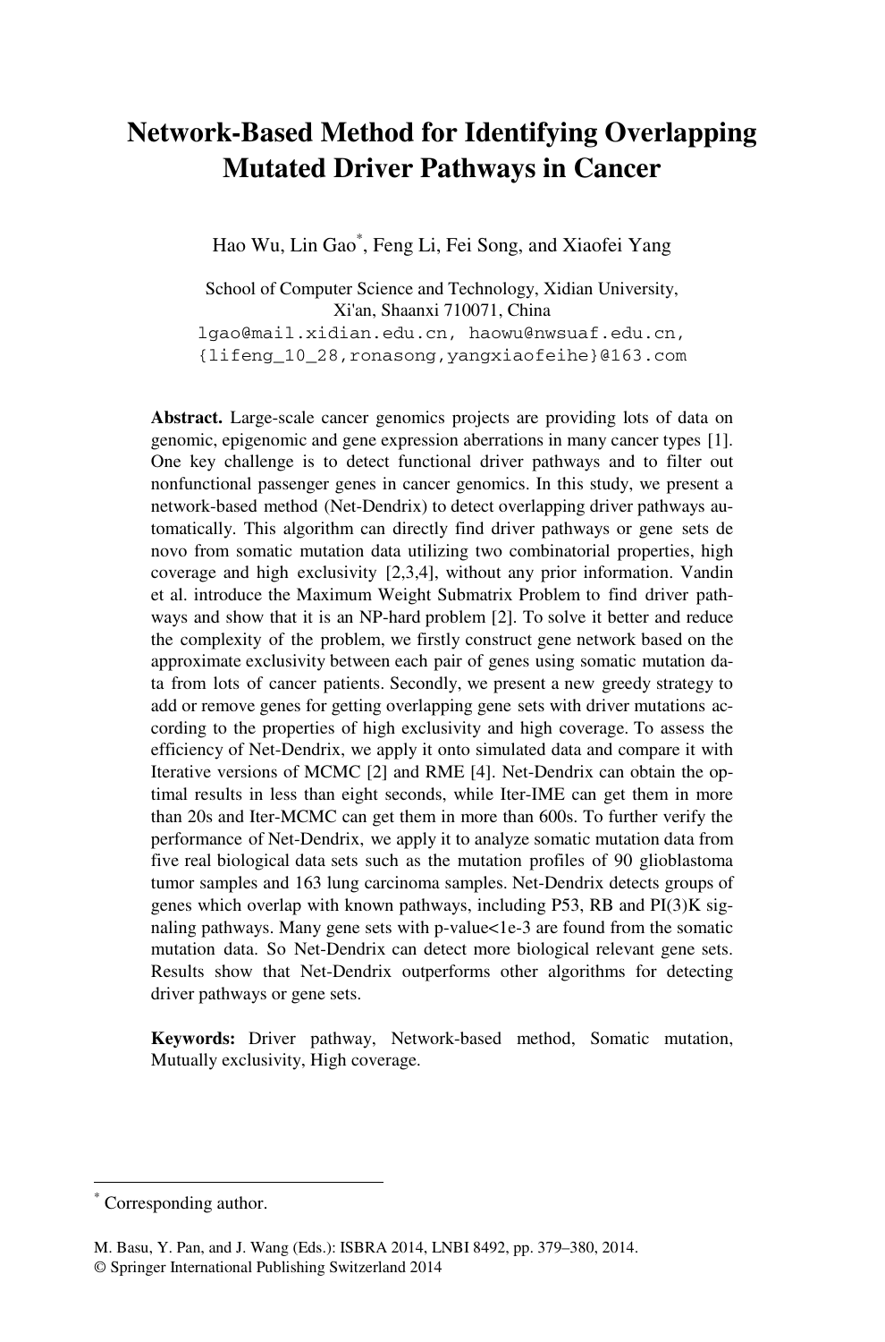# Network-Based Method for Identifying Overlapping Mutated Driver Pathways in Cancer

Hao Wu, Lin Gao[*], Feng Li, Fei Song, and Xiaofei Yang

School of Computer Science and Technology, Xidian University, Xi'an, Shaanxi 710071, China
lgao@mail.xidian.edu.cn, haowu@nwsuaf.edu.cn, {lifeng_10_28,ronasong,yangxiaofeihe}@163.com

**Abstract.** Large-scale cancer genomics projects are providing lots of data on genomic, epigenomic and gene expression aberrations in many cancer types [1]. One key challenge is to detect functional driver pathways and to filter out nonfunctional passenger genes in cancer genomics. In this study, we present a network-based method (Net-Dendrix) to detect overlapping driver pathways automatically. This algorithm can directly find driver pathways or gene sets de novo from somatic mutation data utilizing two combinatorial properties, high coverage and high exclusivity [2,3,4], without any prior information. Vandin et al. introduce the Maximum Weight Submatrix Problem to find driver pathways and show that it is an NP-hard problem [2]. To solve it better and reduce the complexity of the problem, we firstly construct gene network based on the approximate exclusivity between each pair of genes using somatic mutation data from lots of cancer patients. Secondly, we present a new greedy strategy to add or remove genes for getting overlapping gene sets with driver mutations according to the properties of high exclusivity and high coverage. To assess the efficiency of Net-Dendrix, we apply it onto simulated data and compare it with Iterative versions of MCMC [2] and RME [4]. Net-Dendrix can obtain the optimal results in less than eight seconds, while Iter-IME can get them in more than 20s and Iter-MCMC can get them in more than 600s. To further verify the performance of Net-Dendrix, we apply it to analyze somatic mutation data from five real biological data sets such as the mutation profiles of 90 glioblastoma tumor samples and 163 lung carcinoma samples. Net-Dendrix detects groups of genes which overlap with known pathways, including P53, RB and PI(3)K signaling pathways. Many gene sets with p-value<1e-3 are found from the somatic mutation data. So Net-Dendrix can detect more biological relevant gene sets. Results show that Net-Dendrix outperforms other algorithms for detecting driver pathways or gene sets.

**Keywords:** Driver pathway, Network-based method, Somatic mutation, Mutually exclusivity, High coverage.

---

[*] Corresponding author.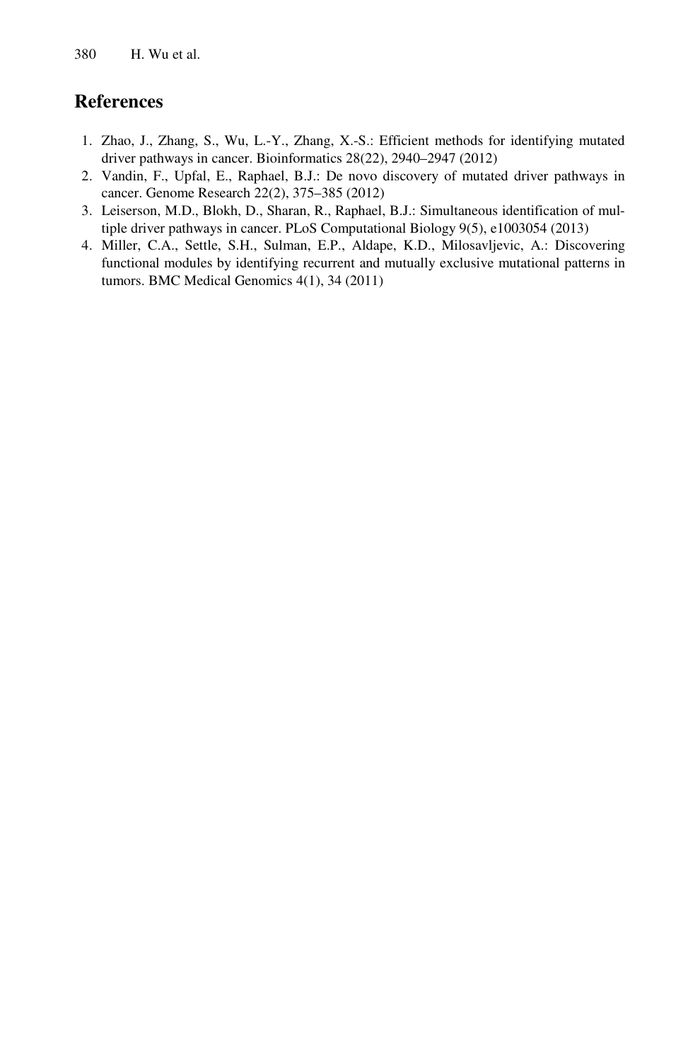## References

1. Zhao, J., Zhang, S., Wu, L.-Y., Zhang, X.-S.: Efficient methods for identifying mutated driver pathways in cancer. Bioinformatics 28(22), 2940–2947 (2012)
2. Vandin, F., Upfal, E., Raphael, B.J.: De novo discovery of mutated driver pathways in cancer. Genome Research 22(2), 375–385 (2012)
3. Leiserson, M.D., Blokh, D., Sharan, R., Raphael, B.J.: Simultaneous identification of multiple driver pathways in cancer. PLoS Computational Biology 9(5), e1003054 (2013)
4. Miller, C.A., Settle, S.H., Sulman, E.P., Aldape, K.D., Milosavljevic, A.: Discovering functional modules by identifying recurrent and mutually exclusive mutational patterns in tumors. BMC Medical Genomics 4(1), 34 (2011)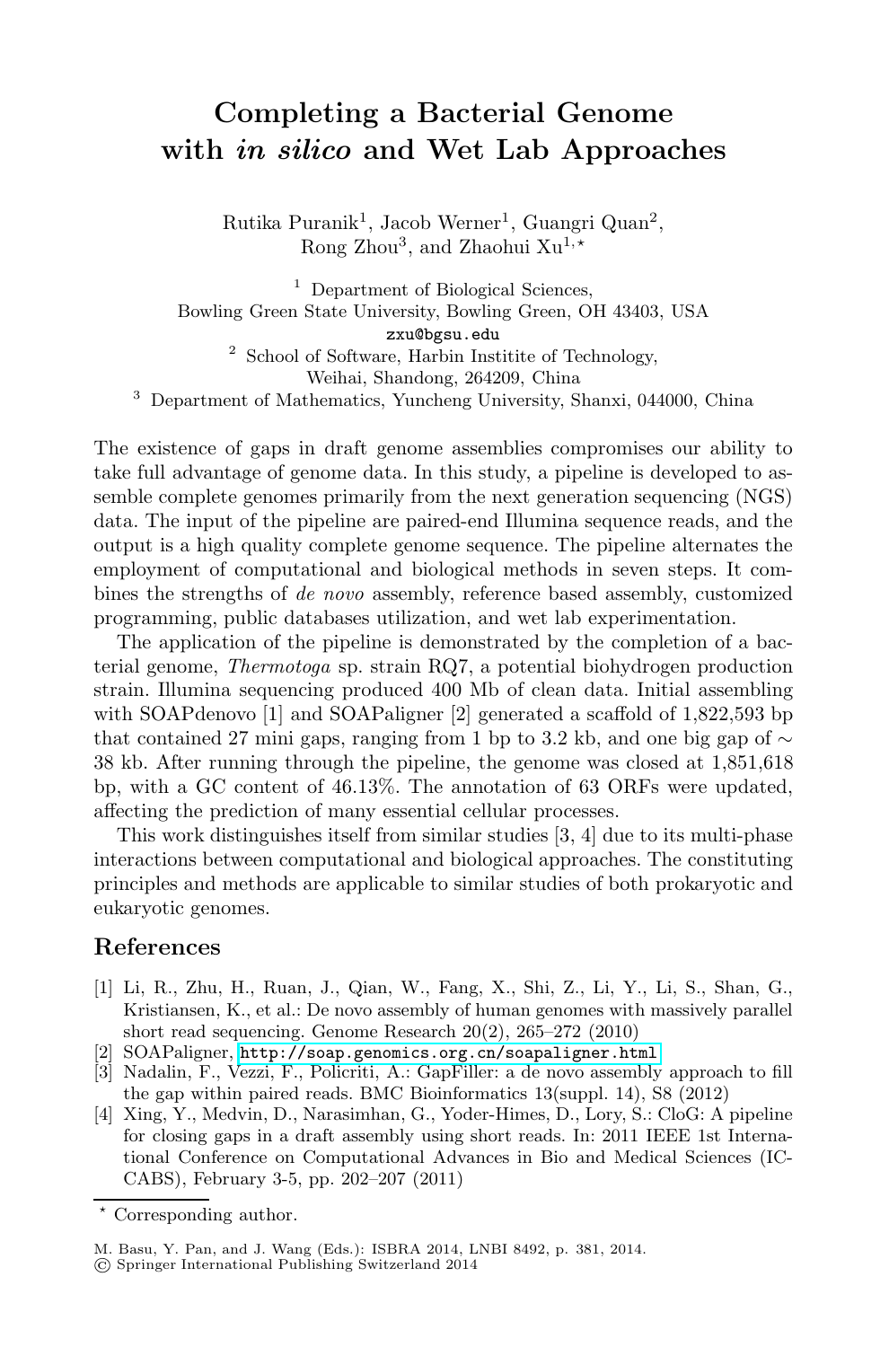# Completing a Bacterial Genome with *in silico* and Wet Lab Approaches

Rutika Puranik[1], Jacob Werner[1], Guangri Quan[2], Rong Zhou[3], and Zhaohui Xu[1,⋆]

[1] Department of Biological Sciences, Bowling Green State University, Bowling Green, OH 43403, USA
zxu@bgsu.edu
[2] School of Software, Harbin Institite of Technology, Weihai, Shandong, 264209, China
[3] Department of Mathematics, Yuncheng University, Shanxi, 044000, China

The existence of gaps in draft genome assemblies compromises our ability to take full advantage of genome data. In this study, a pipeline is developed to assemble complete genomes primarily from the next generation sequencing (NGS) data. The input of the pipeline are paired-end Illumina sequence reads, and the output is a high quality complete genome sequence. The pipeline alternates the employment of computational and biological methods in seven steps. It combines the strengths of *de novo* assembly, reference based assembly, customized programming, public databases utilization, and wet lab experimentation.

The application of the pipeline is demonstrated by the completion of a bacterial genome, *Thermotoga* sp. strain RQ7, a potential biohydrogen production strain. Illumina sequencing produced 400 Mb of clean data. Initial assembling with SOAPdenovo [1] and SOAPaligner [2] generated a scaffold of 1,822,593 bp that contained 27 mini gaps, ranging from 1 bp to 3.2 kb, and one big gap of $\sim$ 38 kb. After running through the pipeline, the genome was closed at 1,851,618 bp, with a GC content of 46.13%. The annotation of 63 ORFs were updated, affecting the prediction of many essential cellular processes.

This work distinguishes itself from similar studies [3, 4] due to its multi-phase interactions between computational and biological approaches. The constituting principles and methods are applicable to similar studies of both prokaryotic and eukaryotic genomes.

## References

1. Li, R., Zhu, H., Ruan, J., Qian, W., Fang, X., Shi, Z., Li, Y., Li, S., Shan, G., Kristiansen, K., et al.: De novo assembly of human genomes with massively parallel short read sequencing. Genome Research 20(2), 265–272 (2010)
2. SOAPaligner, http://soap.genomics.org.cn/soapaligner.html
3. Nadalin, F., Vezzi, F., Policriti, A.: GapFiller: a de novo assembly approach to fill the gap within paired reads. BMC Bioinformatics 13(suppl. 14), S8 (2012)
4. Xing, Y., Medvin, D., Narasimhan, G., Yoder-Himes, D., Lory, S.: CloG: A pipeline for closing gaps in a draft assembly using short reads. In: 2011 IEEE 1st International Conference on Computational Advances in Bio and Medical Sciences (ICCABS), February 3-5, pp. 202–207 (2011)

⋆ Corresponding author.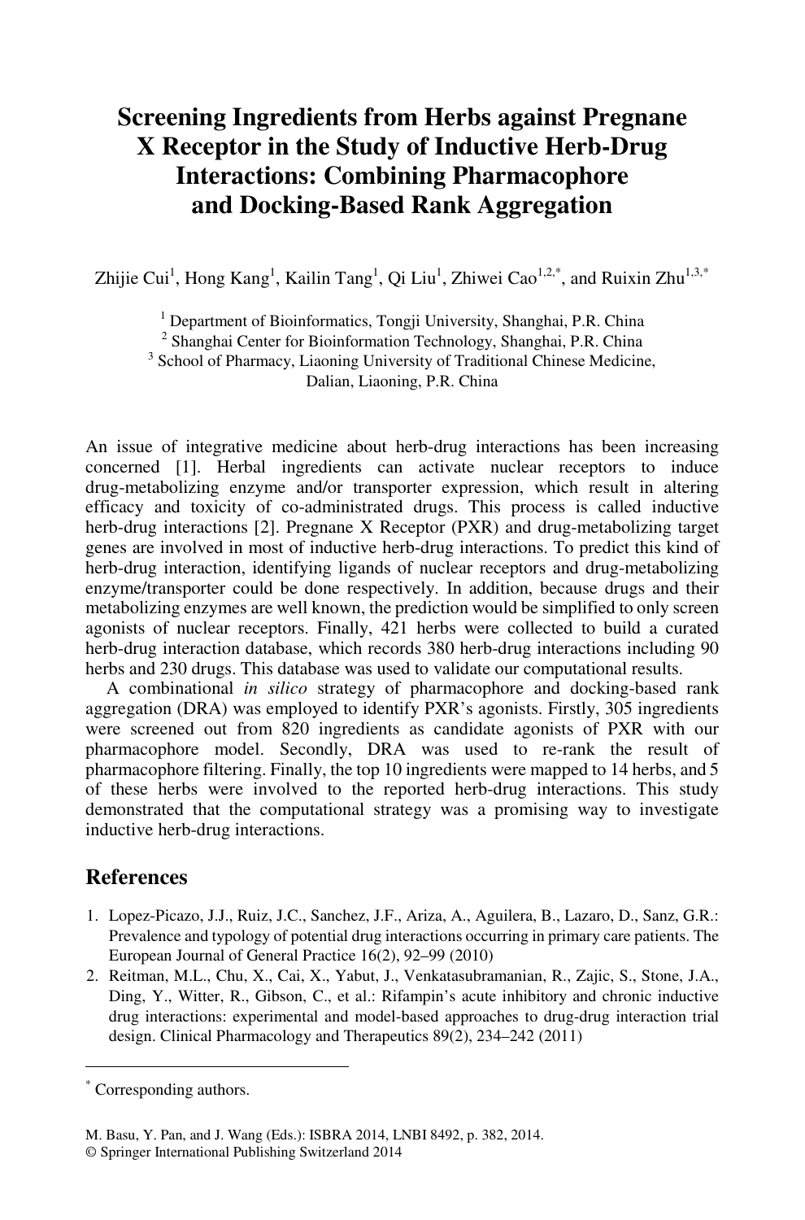# Screening Ingredients from Herbs against Pregnane X Receptor in the Study of Inductive Herb-Drug Interactions: Combining Pharmacophore and Docking-Based Rank Aggregation

Zhijie Cui[1], Hong Kang[1], Kailin Tang[1], Qi Liu[1], Zhiwei Cao[1,2,*], and Ruixin Zhu[1,3,*]

[1] Department of Bioinformatics, Tongji University, Shanghai, P.R. China
[2] Shanghai Center for Bioinformation Technology, Shanghai, P.R. China
[3] School of Pharmacy, Liaoning University of Traditional Chinese Medicine, Dalian, Liaoning, P.R. China

An issue of integrative medicine about herb-drug interactions has been increasing concerned [1]. Herbal ingredients can activate nuclear receptors to induce drug-metabolizing enzyme and/or transporter expression, which result in altering efficacy and toxicity of co-administrated drugs. This process is called inductive herb-drug interactions [2]. Pregnane X Receptor (PXR) and drug-metabolizing target genes are involved in most of inductive herb-drug interactions. To predict this kind of herb-drug interaction, identifying ligands of nuclear receptors and drug-metabolizing enzyme/transporter could be done respectively. In addition, because drugs and their metabolizing enzymes are well known, the prediction would be simplified to only screen agonists of nuclear receptors. Finally, 421 herbs were collected to build a curated herb-drug interaction database, which records 380 herb-drug interactions including 90 herbs and 230 drugs. This database was used to validate our computational results.

A combinational *in silico* strategy of pharmacophore and docking-based rank aggregation (DRA) was employed to identify PXR's agonists. Firstly, 305 ingredients were screened out from 820 ingredients as candidate agonists of PXR with our pharmacophore model. Secondly, DRA was used to re-rank the result of pharmacophore filtering. Finally, the top 10 ingredients were mapped to 14 herbs, and 5 of these herbs were involved to the reported herb-drug interactions. This study demonstrated that the computational strategy was a promising way to investigate inductive herb-drug interactions.

## References

1. Lopez-Picazo, J.J., Ruiz, J.C., Sanchez, J.F., Ariza, A., Aguilera, B., Lazaro, D., Sanz, G.R.: Prevalence and typology of potential drug interactions occurring in primary care patients. The European Journal of General Practice 16(2), 92–99 (2010)
2. Reitman, M.L., Chu, X., Cai, X., Yabut, J., Venkatasubramanian, R., Zajic, S., Stone, J.A., Ding, Y., Witter, R., Gibson, C., et al.: Rifampin's acute inhibitory and chronic inductive drug interactions: experimental and model-based approaches to drug-drug interaction trial design. Clinical Pharmacology and Therapeutics 89(2), 234–242 (2011)

[*] Corresponding authors.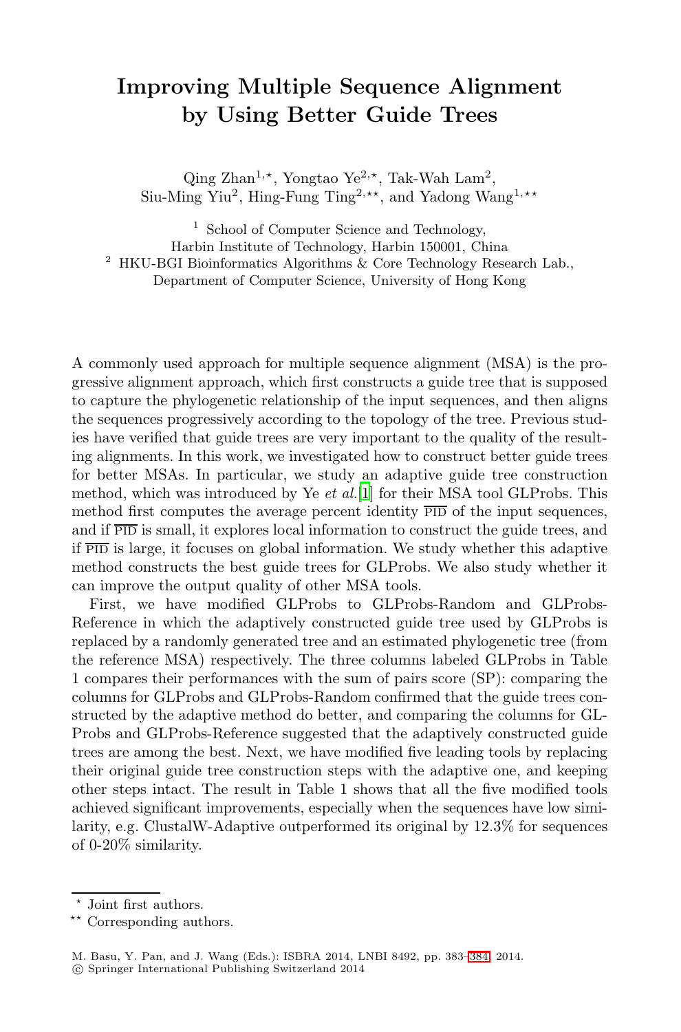# Improving Multiple Sequence Alignment by Using Better Guide Trees

Qing Zhan[1,⋆], Yongtao Ye[2,⋆], Tak-Wah Lam[2], Siu-Ming Yiu[2], Hing-Fung Ting[2,⋆⋆], and Yadong Wang[1,⋆⋆]

[1] School of Computer Science and Technology, Harbin Institute of Technology, Harbin 150001, China

[2] HKU-BGI Bioinformatics Algorithms & Core Technology Research Lab., Department of Computer Science, University of Hong Kong

A commonly used approach for multiple sequence alignment (MSA) is the progressive alignment approach, which first constructs a guide tree that is supposed to capture the phylogenetic relationship of the input sequences, and then aligns the sequences progressively according to the topology of the tree. Previous studies have verified that guide trees are very important to the quality of the resulting alignments. In this work, we investigated how to construct better guide trees for better MSAs. In particular, we study an adaptive guide tree construction method, which was introduced by Ye *et al.*[1] for their MSA tool GLProbs. This method first computes the average percent identity $\overline{\text{PID}}$ of the input sequences, and if $\overline{\text{PID}}$ is small, it explores local information to construct the guide trees, and if $\overline{\text{PID}}$ is large, it focuses on global information. We study whether this adaptive method constructs the best guide trees for GLProbs. We also study whether it can improve the output quality of other MSA tools.

First, we have modified GLProbs to GLProbs-Random and GLProbs-Reference in which the adaptively constructed guide tree used by GLProbs is replaced by a randomly generated tree and an estimated phylogenetic tree (from the reference MSA) respectively. The three columns labeled GLProbs in Table 1 compares their performances with the sum of pairs score (SP): comparing the columns for GLProbs and GLProbs-Random confirmed that the guide trees constructed by the adaptive method do better, and comparing the columns for GLProbs and GLProbs-Reference suggested that the adaptively constructed guide trees are among the best. Next, we have modified five leading tools by replacing their original guide tree construction steps with the adaptive one, and keeping other steps intact. The result in Table 1 shows that all the five modified tools achieved significant improvements, especially when the sequences have low similarity, e.g. ClustalW-Adaptive outperformed its original by 12.3% for sequences of 0-20% similarity.

⋆ Joint first authors.

⋆⋆ Corresponding authors.

M. Basu, Y. Pan, and J. Wang (Eds.): ISBRA 2014, LNBI 8492, pp. 383–384, 2014.
© Springer International Publishing Switzerland 2014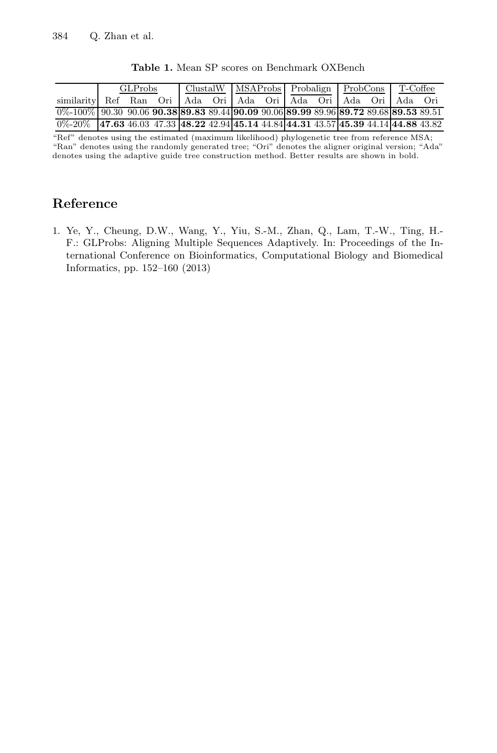**Table 1.** Mean SP scores on Benchmark OXBench

| | GLProbs | | | ClustalW | | MSAProbs | | Probalign | | ProbCons | | T-Coffee | |
|---|---|---|---|---|---|---|---|---|---|---|---|---|---|
| similarity | Ref | Ran | Ori | Ada | Ori | Ada | Ori | Ada | Ori | Ada | Ori | Ada | Ori |
| 0%-100% | 90.30 | 90.06 | **90.38** | **89.83** | 89.44 | **90.09** | 90.06 | **89.99** | 89.96 | **89.72** | 89.68 | **89.53** | 89.51 |
| 0%-20% | **47.63** | 46.03 | 47.33 | **48.22** | 42.94 | **45.14** | 44.84 | **44.31** | 43.57 | **45.39** | 44.14 | **44.88** | 43.82 |

"Ref" denotes using the estimated (maximum likelihood) phylogenetic tree from reference MSA; "Ran" denotes using the randomly generated tree; "Ori" denotes the aligner original version; "Ada" denotes using the adaptive guide tree construction method. Better results are shown in bold.

## Reference

1. Ye, Y., Cheung, D.W., Wang, Y., Yiu, S.-M., Zhan, Q., Lam, T.-W., Ting, H.-F.: GLProbs: Aligning Multiple Sequences Adaptively. In: Proceedings of the International Conference on Bioinformatics, Computational Biology and Biomedical Informatics, pp. 152–160 (2013)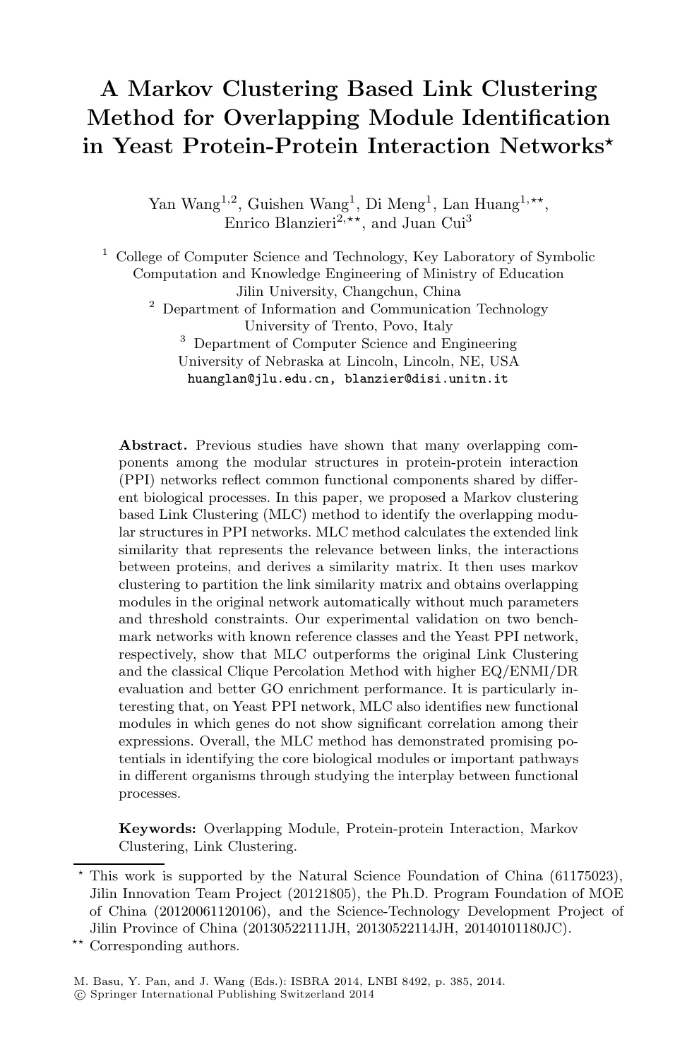# A Markov Clustering Based Link Clustering Method for Overlapping Module Identification in Yeast Protein-Protein Interaction Networks*

Yan Wang[1,2], Guishen Wang[1], Di Meng[1], Lan Huang[1,**], Enrico Blanzieri[2,**], and Juan Cui[3]

[1] College of Computer Science and Technology, Key Laboratory of Symbolic Computation and Knowledge Engineering of Ministry of Education
Jilin University, Changchun, China

[2] Department of Information and Communication Technology
University of Trento, Povo, Italy

[3] Department of Computer Science and Engineering
University of Nebraska at Lincoln, Lincoln, NE, USA

huanglan@jlu.edu.cn, blanzier@disi.unitn.it

**Abstract.** Previous studies have shown that many overlapping components among the modular structures in protein-protein interaction (PPI) networks reflect common functional components shared by different biological processes. In this paper, we proposed a Markov clustering based Link Clustering (MLC) method to identify the overlapping modular structures in PPI networks. MLC method calculates the extended link similarity that represents the relevance between links, the interactions between proteins, and derives a similarity matrix. It then uses markov clustering to partition the link similarity matrix and obtains overlapping modules in the original network automatically without much parameters and threshold constraints. Our experimental validation on two benchmark networks with known reference classes and the Yeast PPI network, respectively, show that MLC outperforms the original Link Clustering and the classical Clique Percolation Method with higher EQ/ENMI/DR evaluation and better GO enrichment performance. It is particularly interesting that, on Yeast PPI network, MLC also identifies new functional modules in which genes do not show significant correlation among their expressions. Overall, the MLC method has demonstrated promising potentials in identifying the core biological modules or important pathways in different organisms through studying the interplay between functional processes.

**Keywords:** Overlapping Module, Protein-protein Interaction, Markov Clustering, Link Clustering.

---

* This work is supported by the Natural Science Foundation of China (61175023), Jilin Innovation Team Project (20121805), the Ph.D. Program Foundation of MOE of China (20120061120106), and the Science-Technology Development Project of Jilin Province of China (20130522111JH, 20130522114JH, 20140101180JC).

** Corresponding authors.

M. Basu, Y. Pan, and J. Wang (Eds.): ISBRA 2014, LNBI 8492, p. 385, 2014.
© Springer International Publishing Switzerland 2014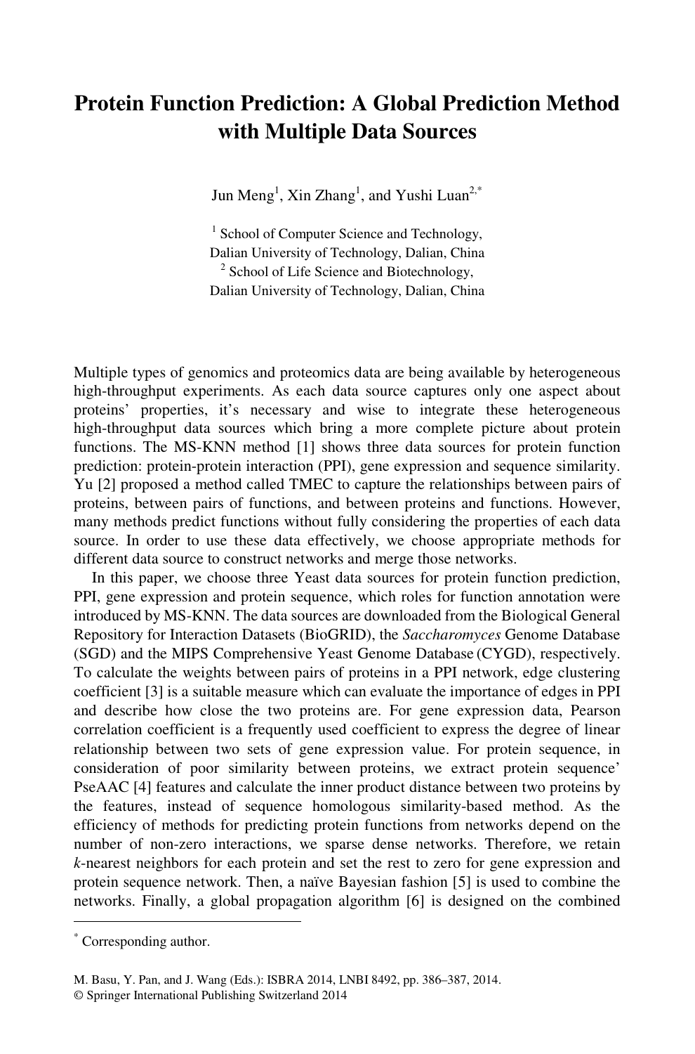# Protein Function Prediction: A Global Prediction Method with Multiple Data Sources

Jun Meng[1], Xin Zhang[1], and Yushi Luan[2,*]

[1] School of Computer Science and Technology, Dalian University of Technology, Dalian, China
[2] School of Life Science and Biotechnology, Dalian University of Technology, Dalian, China

Multiple types of genomics and proteomics data are being available by heterogeneous high-throughput experiments. As each data source captures only one aspect about proteins' properties, it's necessary and wise to integrate these heterogeneous high-throughput data sources which bring a more complete picture about protein functions. The MS-KNN method [1] shows three data sources for protein function prediction: protein-protein interaction (PPI), gene expression and sequence similarity. Yu [2] proposed a method called TMEC to capture the relationships between pairs of proteins, between pairs of functions, and between proteins and functions. However, many methods predict functions without fully considering the properties of each data source. In order to use these data effectively, we choose appropriate methods for different data source to construct networks and merge those networks.

In this paper, we choose three Yeast data sources for protein function prediction, PPI, gene expression and protein sequence, which roles for function annotation were introduced by MS-KNN. The data sources are downloaded from the Biological General Repository for Interaction Datasets (BioGRID), the *Saccharomyces* Genome Database (SGD) and the MIPS Comprehensive Yeast Genome Database (CYGD), respectively. To calculate the weights between pairs of proteins in a PPI network, edge clustering coefficient [3] is a suitable measure which can evaluate the importance of edges in PPI and describe how close the two proteins are. For gene expression data, Pearson correlation coefficient is a frequently used coefficient to express the degree of linear relationship between two sets of gene expression value. For protein sequence, in consideration of poor similarity between proteins, we extract protein sequence' PseAAC [4] features and calculate the inner product distance between two proteins by the features, instead of sequence homologous similarity-based method. As the efficiency of methods for predicting protein functions from networks depend on the number of non-zero interactions, we sparse dense networks. Therefore, we retain *k*-nearest neighbors for each protein and set the rest to zero for gene expression and protein sequence network. Then, a naïve Bayesian fashion [5] is used to combine the networks. Finally, a global propagation algorithm [6] is designed on the combined

---

[*] Corresponding author.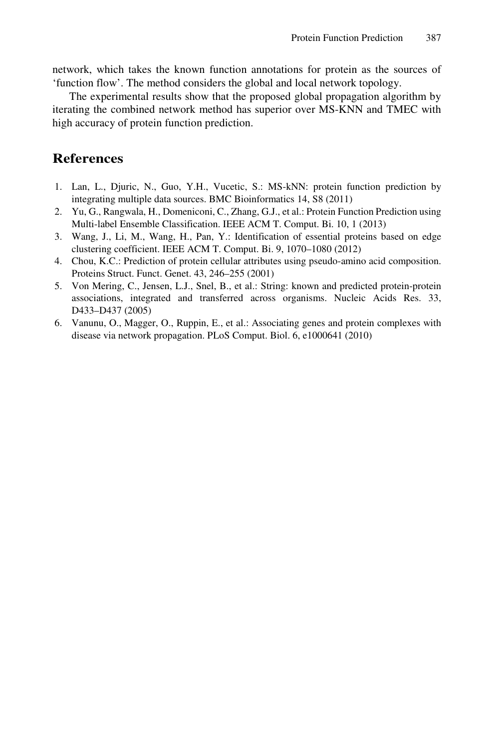network, which takes the known function annotations for protein as the sources of 'function flow'. The method considers the global and local network topology.

The experimental results show that the proposed global propagation algorithm by iterating the combined network method has superior over MS-KNN and TMEC with high accuracy of protein function prediction.

## References

1. Lan, L., Djuric, N., Guo, Y.H., Vucetic, S.: MS-kNN: protein function prediction by integrating multiple data sources. BMC Bioinformatics 14, S8 (2011)
2. Yu, G., Rangwala, H., Domeniconi, C., Zhang, G.J., et al.: Protein Function Prediction using Multi-label Ensemble Classification. IEEE ACM T. Comput. Bi. 10, 1 (2013)
3. Wang, J., Li, M., Wang, H., Pan, Y.: Identification of essential proteins based on edge clustering coefficient. IEEE ACM T. Comput. Bi. 9, 1070–1080 (2012)
4. Chou, K.C.: Prediction of protein cellular attributes using pseudo-amino acid composition. Proteins Struct. Funct. Genet. 43, 246–255 (2001)
5. Von Mering, C., Jensen, L.J., Snel, B., et al.: String: known and predicted protein-protein associations, integrated and transferred across organisms. Nucleic Acids Res. 33, D433–D437 (2005)
6. Vanunu, O., Magger, O., Ruppin, E., et al.: Associating genes and protein complexes with disease via network propagation. PLoS Comput. Biol. 6, e1000641 (2010)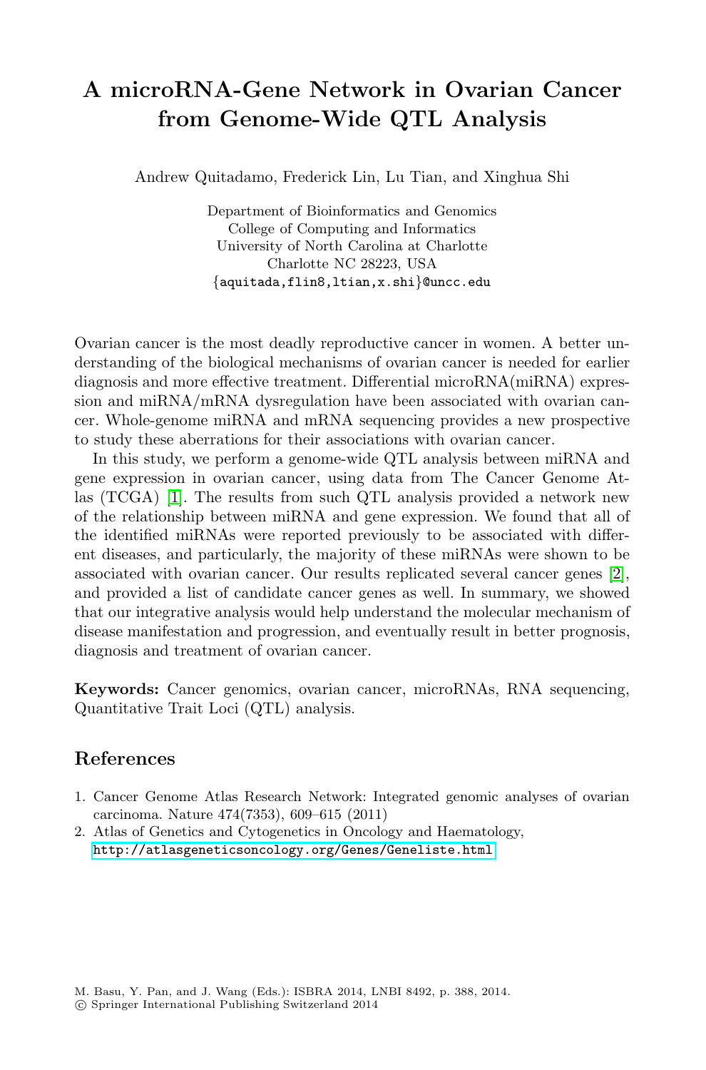# A microRNA-Gene Network in Ovarian Cancer from Genome-Wide QTL Analysis

Andrew Quitadamo, Frederick Lin, Lu Tian, and Xinghua Shi

Department of Bioinformatics and Genomics
College of Computing and Informatics
University of North Carolina at Charlotte
Charlotte NC 28223, USA
{aquitada,flin8,ltian,x.shi}@uncc.edu

Ovarian cancer is the most deadly reproductive cancer in women. A better understanding of the biological mechanisms of ovarian cancer is needed for earlier diagnosis and more effective treatment. Differential microRNA(miRNA) expression and miRNA/mRNA dysregulation have been associated with ovarian cancer. Whole-genome miRNA and mRNA sequencing provides a new prospective to study these aberrations for their associations with ovarian cancer.

In this study, we perform a genome-wide QTL analysis between miRNA and gene expression in ovarian cancer, using data from The Cancer Genome Atlas (TCGA) [1]. The results from such QTL analysis provided a network new of the relationship between miRNA and gene expression. We found that all of the identified miRNAs were reported previously to be associated with different diseases, and particularly, the majority of these miRNAs were shown to be associated with ovarian cancer. Our results replicated several cancer genes [2], and provided a list of candidate cancer genes as well. In summary, we showed that our integrative analysis would help understand the molecular mechanism of disease manifestation and progression, and eventually result in better prognosis, diagnosis and treatment of ovarian cancer.

**Keywords:** Cancer genomics, ovarian cancer, microRNAs, RNA sequencing, Quantitative Trait Loci (QTL) analysis.

## References

1. Cancer Genome Atlas Research Network: Integrated genomic analyses of ovarian carcinoma. Nature 474(7353), 609–615 (2011)
2. Atlas of Genetics and Cytogenetics in Oncology and Haematology, http://atlasgeneticsoncology.org/Genes/Geneliste.html

M. Basu, Y. Pan, and J. Wang (Eds.): ISBRA 2014, LNBI 8492, p. 388, 2014.
© Springer International Publishing Switzerland 2014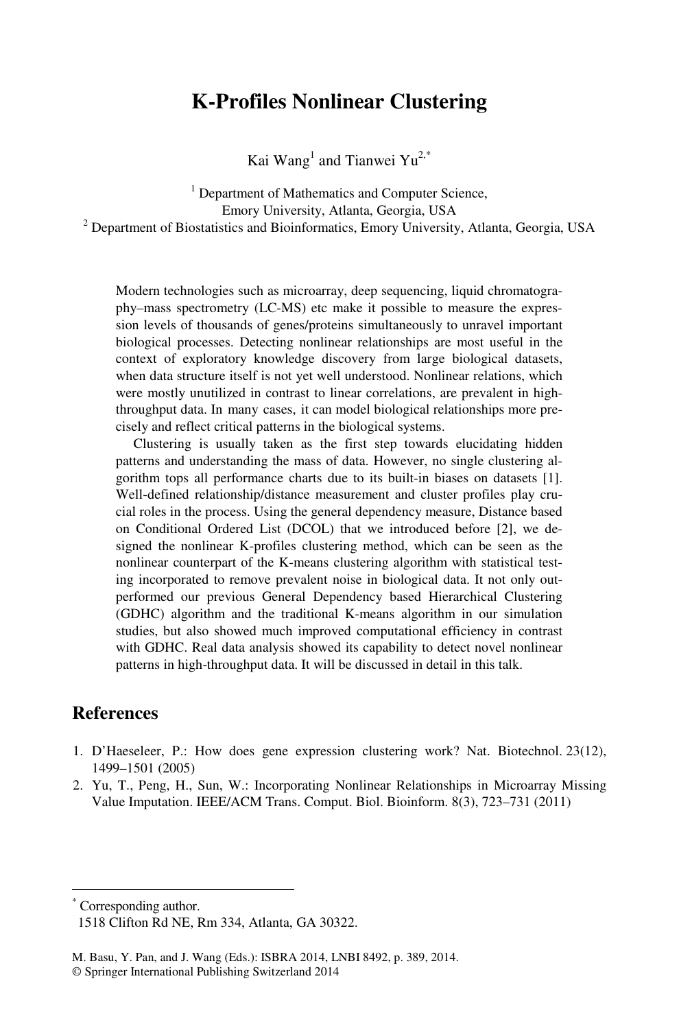# K-Profiles Nonlinear Clustering

Kai Wang[1] and Tianwei Yu[2,*]

[1] Department of Mathematics and Computer Science, Emory University, Atlanta, Georgia, USA
[2] Department of Biostatistics and Bioinformatics, Emory University, Atlanta, Georgia, USA

Modern technologies such as microarray, deep sequencing, liquid chromatography–mass spectrometry (LC-MS) etc make it possible to measure the expression levels of thousands of genes/proteins simultaneously to unravel important biological processes. Detecting nonlinear relationships are most useful in the context of exploratory knowledge discovery from large biological datasets, when data structure itself is not yet well understood. Nonlinear relations, which were mostly unutilized in contrast to linear correlations, are prevalent in high-throughput data. In many cases, it can model biological relationships more precisely and reflect critical patterns in the biological systems.

Clustering is usually taken as the first step towards elucidating hidden patterns and understanding the mass of data. However, no single clustering algorithm tops all performance charts due to its built-in biases on datasets [1]. Well-defined relationship/distance measurement and cluster profiles play crucial roles in the process. Using the general dependency measure, Distance based on Conditional Ordered List (DCOL) that we introduced before [2], we designed the nonlinear K-profiles clustering method, which can be seen as the nonlinear counterpart of the K-means clustering algorithm with statistical testing incorporated to remove prevalent noise in biological data. It not only outperformed our previous General Dependency based Hierarchical Clustering (GDHC) algorithm and the traditional K-means algorithm in our simulation studies, but also showed much improved computational efficiency in contrast with GDHC. Real data analysis showed its capability to detect novel nonlinear patterns in high-throughput data. It will be discussed in detail in this talk.

## References

1. D'Haeseleer, P.: How does gene expression clustering work? Nat. Biotechnol. 23(12), 1499–1501 (2005)
2. Yu, T., Peng, H., Sun, W.: Incorporating Nonlinear Relationships in Microarray Missing Value Imputation. IEEE/ACM Trans. Comput. Biol. Bioinform. 8(3), 723–731 (2011)

---

[*] Corresponding author.
1518 Clifton Rd NE, Rm 334, Atlanta, GA 30322.

M. Basu, Y. Pan, and J. Wang (Eds.): ISBRA 2014, LNBI 8492, p. 389, 2014.
© Springer International Publishing Switzerland 2014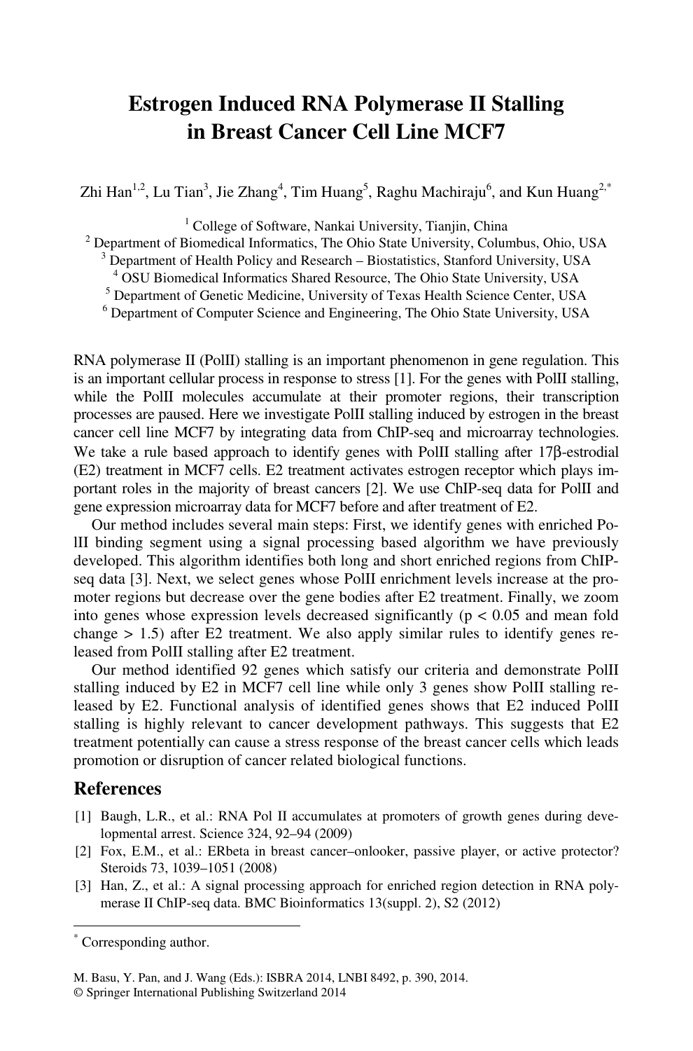# Estrogen Induced RNA Polymerase II Stalling in Breast Cancer Cell Line MCF7

Zhi Han[1,2], Lu Tian[3], Jie Zhang[4], Tim Huang[5], Raghu Machiraju[6], and Kun Huang[2,*]

[1] College of Software, Nankai University, Tianjin, China
[2] Department of Biomedical Informatics, The Ohio State University, Columbus, Ohio, USA
[3] Department of Health Policy and Research – Biostatistics, Stanford University, USA
[4] OSU Biomedical Informatics Shared Resource, The Ohio State University, USA
[5] Department of Genetic Medicine, University of Texas Health Science Center, USA
[6] Department of Computer Science and Engineering, The Ohio State University, USA

RNA polymerase II (PolII) stalling is an important phenomenon in gene regulation. This is an important cellular process in response to stress [1]. For the genes with PolII stalling, while the PolII molecules accumulate at their promoter regions, their transcription processes are paused. Here we investigate PolII stalling induced by estrogen in the breast cancer cell line MCF7 by integrating data from ChIP-seq and microarray technologies. We take a rule based approach to identify genes with PolII stalling after 17β-estrodial (E2) treatment in MCF7 cells. E2 treatment activates estrogen receptor which plays important roles in the majority of breast cancers [2]. We use ChIP-seq data for PolII and gene expression microarray data for MCF7 before and after treatment of E2.

Our method includes several main steps: First, we identify genes with enriched PolII binding segment using a signal processing based algorithm we have previously developed. This algorithm identifies both long and short enriched regions from ChIP-seq data [3]. Next, we select genes whose PolII enrichment levels increase at the promoter regions but decrease over the gene bodies after E2 treatment. Finally, we zoom into genes whose expression levels decreased significantly ($p < 0.05$ and mean fold change $> 1.5$) after E2 treatment. We also apply similar rules to identify genes released from PolII stalling after E2 treatment.

Our method identified 92 genes which satisfy our criteria and demonstrate PolII stalling induced by E2 in MCF7 cell line while only 3 genes show PolII stalling released by E2. Functional analysis of identified genes shows that E2 induced PolII stalling is highly relevant to cancer development pathways. This suggests that E2 treatment potentially can cause a stress response of the breast cancer cells which leads promotion or disruption of cancer related biological functions.

## References

1. Baugh, L.R., et al.: RNA Pol II accumulates at promoters of growth genes during developmental arrest. Science 324, 92–94 (2009)
2. Fox, E.M., et al.: ERbeta in breast cancer–onlooker, passive player, or active protector? Steroids 73, 1039–1051 (2008)
3. Han, Z., et al.: A signal processing approach for enriched region detection in RNA polymerase II ChIP-seq data. BMC Bioinformatics 13(suppl. 2), S2 (2012)

---

[*] Corresponding author.

M. Basu, Y. Pan, and J. Wang (Eds.): ISBRA 2014, LNBI 8492, p. 390, 2014.
© Springer International Publishing Switzerland 2014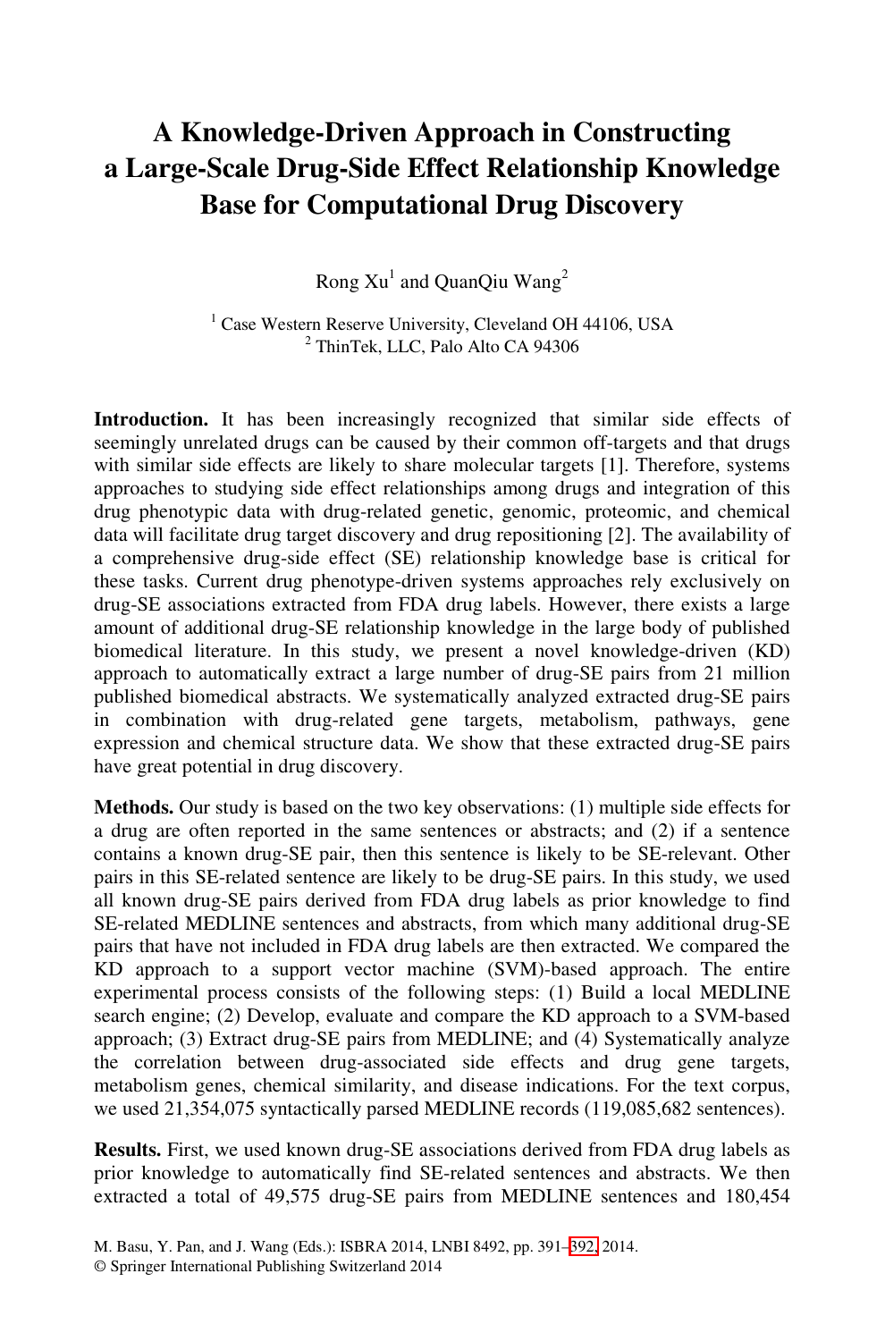# A Knowledge-Driven Approach in Constructing a Large-Scale Drug-Side Effect Relationship Knowledge Base for Computational Drug Discovery

Rong Xu[1] and QuanQiu Wang[2]

[1] Case Western Reserve University, Cleveland OH 44106, USA
[2] ThinTek, LLC, Palo Alto CA 94306

**Introduction.** It has been increasingly recognized that similar side effects of seemingly unrelated drugs can be caused by their common off-targets and that drugs with similar side effects are likely to share molecular targets [1]. Therefore, systems approaches to studying side effect relationships among drugs and integration of this drug phenotypic data with drug-related genetic, genomic, proteomic, and chemical data will facilitate drug target discovery and drug repositioning [2]. The availability of a comprehensive drug-side effect (SE) relationship knowledge base is critical for these tasks. Current drug phenotype-driven systems approaches rely exclusively on drug-SE associations extracted from FDA drug labels. However, there exists a large amount of additional drug-SE relationship knowledge in the large body of published biomedical literature. In this study, we present a novel knowledge-driven (KD) approach to automatically extract a large number of drug-SE pairs from 21 million published biomedical abstracts. We systematically analyzed extracted drug-SE pairs in combination with drug-related gene targets, metabolism, pathways, gene expression and chemical structure data. We show that these extracted drug-SE pairs have great potential in drug discovery.

**Methods.** Our study is based on the two key observations: (1) multiple side effects for a drug are often reported in the same sentences or abstracts; and (2) if a sentence contains a known drug-SE pair, then this sentence is likely to be SE-relevant. Other pairs in this SE-related sentence are likely to be drug-SE pairs. In this study, we used all known drug-SE pairs derived from FDA drug labels as prior knowledge to find SE-related MEDLINE sentences and abstracts, from which many additional drug-SE pairs that have not included in FDA drug labels are then extracted. We compared the KD approach to a support vector machine (SVM)-based approach. The entire experimental process consists of the following steps: (1) Build a local MEDLINE search engine; (2) Develop, evaluate and compare the KD approach to a SVM-based approach; (3) Extract drug-SE pairs from MEDLINE; and (4) Systematically analyze the correlation between drug-associated side effects and drug gene targets, metabolism genes, chemical similarity, and disease indications. For the text corpus, we used 21,354,075 syntactically parsed MEDLINE records (119,085,682 sentences).

**Results.** First, we used known drug-SE associations derived from FDA drug labels as prior knowledge to automatically find SE-related sentences and abstracts. We then extracted a total of 49,575 drug-SE pairs from MEDLINE sentences and 180,454

M. Basu, Y. Pan, and J. Wang (Eds.): ISBRA 2014, LNBI 8492, pp. 391–392, 2014.
© Springer International Publishing Switzerland 2014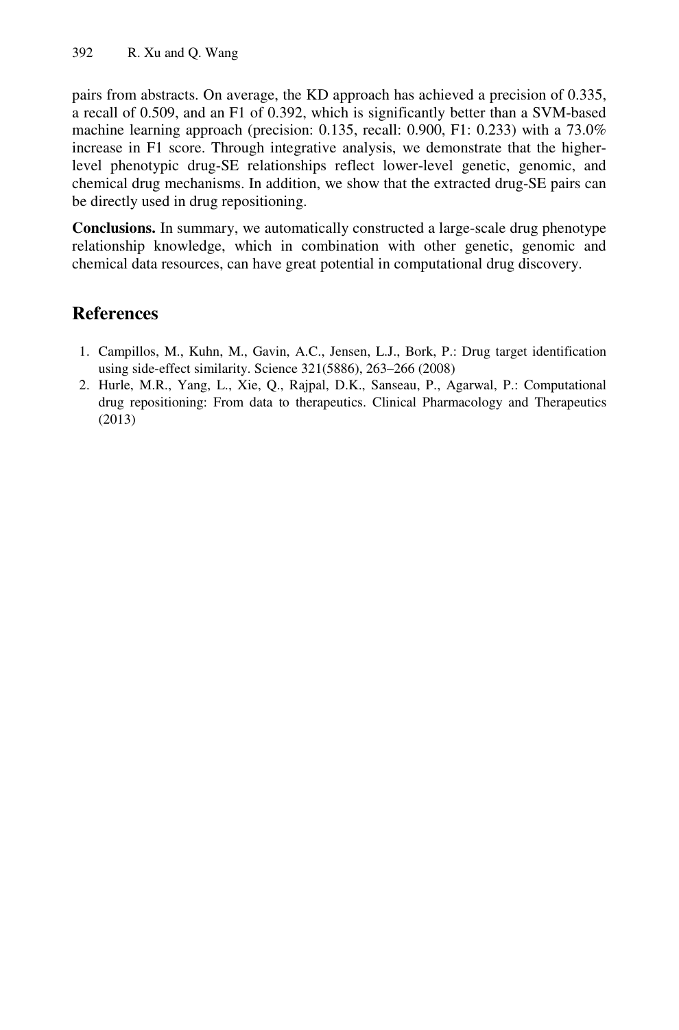pairs from abstracts. On average, the KD approach has achieved a precision of 0.335, a recall of 0.509, and an F1 of 0.392, which is significantly better than a SVM-based machine learning approach (precision: 0.135, recall: 0.900, F1: 0.233) with a 73.0% increase in F1 score. Through integrative analysis, we demonstrate that the higher-level phenotypic drug-SE relationships reflect lower-level genetic, genomic, and chemical drug mechanisms. In addition, we show that the extracted drug-SE pairs can be directly used in drug repositioning.

**Conclusions.** In summary, we automatically constructed a large-scale drug phenotype relationship knowledge, which in combination with other genetic, genomic and chemical data resources, can have great potential in computational drug discovery.

## References

1. Campillos, M., Kuhn, M., Gavin, A.C., Jensen, L.J., Bork, P.: Drug target identification using side-effect similarity. Science 321(5886), 263–266 (2008)
2. Hurle, M.R., Yang, L., Xie, Q., Rajpal, D.K., Sanseau, P., Agarwal, P.: Computational drug repositioning: From data to therapeutics. Clinical Pharmacology and Therapeutics (2013)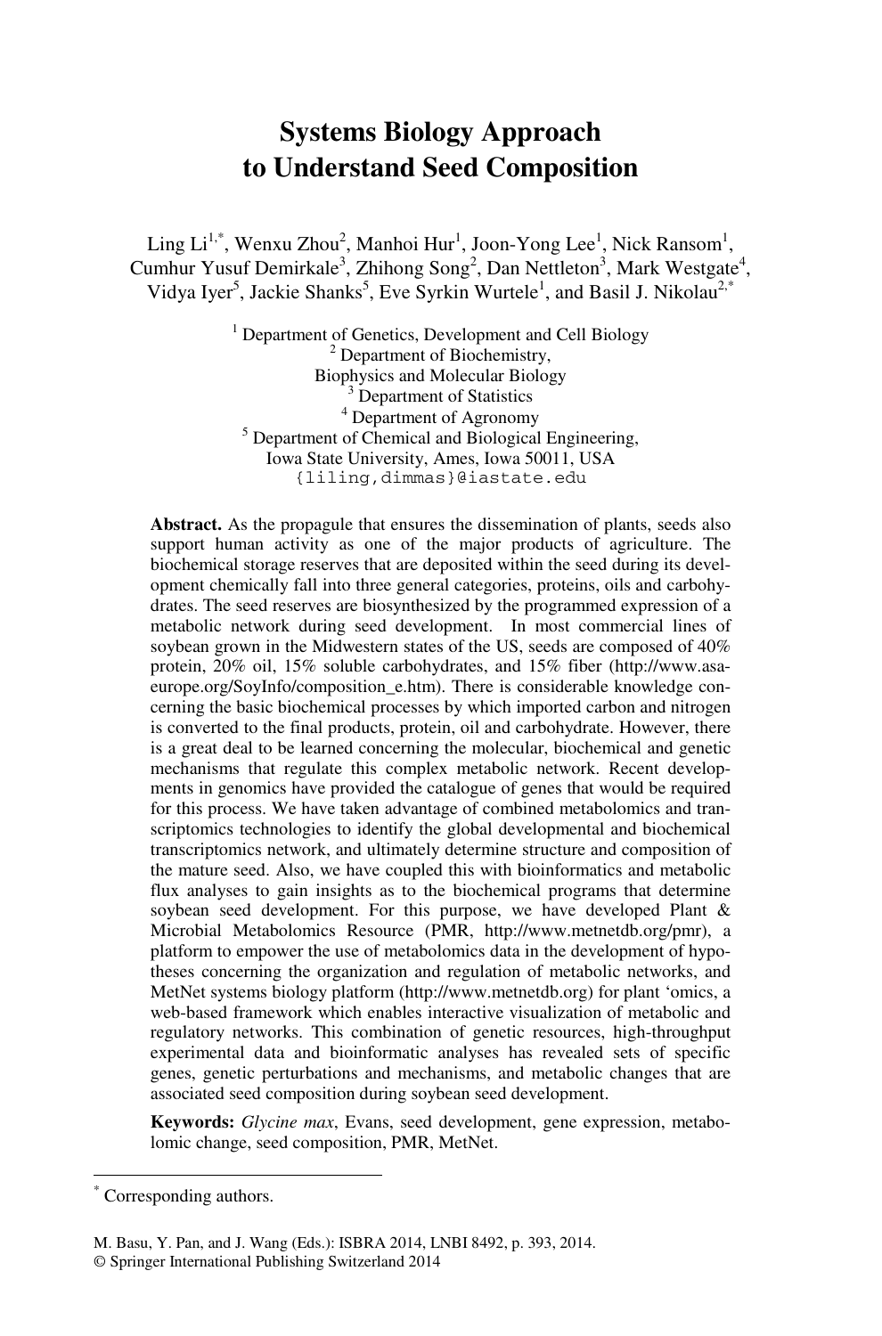# Systems Biology Approach to Understand Seed Composition

Ling Li[1,*], Wenxu Zhou[2], Manhoi Hur[1], Joon-Yong Lee[1], Nick Ransom[1], Cumhur Yusuf Demirkale[3], Zhihong Song[2], Dan Nettleton[3], Mark Westgate[4], Vidya Iyer[5], Jackie Shanks[5], Eve Syrkin Wurtele[1], and Basil J. Nikolau[2,*]

[1] Department of Genetics, Development and Cell Biology
[2] Department of Biochemistry, Biophysics and Molecular Biology
[3] Department of Statistics
[4] Department of Agronomy
[5] Department of Chemical and Biological Engineering, Iowa State University, Ames, Iowa 50011, USA
{liling,dimmas}@iastate.edu

**Abstract.** As the propagule that ensures the dissemination of plants, seeds also support human activity as one of the major products of agriculture. The biochemical storage reserves that are deposited within the seed during its development chemically fall into three general categories, proteins, oils and carbohydrates. The seed reserves are biosynthesized by the programmed expression of a metabolic network during seed development. In most commercial lines of soybean grown in the Midwestern states of the US, seeds are composed of 40% protein, 20% oil, 15% soluble carbohydrates, and 15% fiber (http://www.asa-europe.org/SoyInfo/composition_e.htm). There is considerable knowledge concerning the basic biochemical processes by which imported carbon and nitrogen is converted to the final products, protein, oil and carbohydrate. However, there is a great deal to be learned concerning the molecular, biochemical and genetic mechanisms that regulate this complex metabolic network. Recent developments in genomics have provided the catalogue of genes that would be required for this process. We have taken advantage of combined metabolomics and transcriptomics technologies to identify the global developmental and biochemical transcriptomics network, and ultimately determine structure and composition of the mature seed. Also, we have coupled this with bioinformatics and metabolic flux analyses to gain insights as to the biochemical programs that determine soybean seed development. For this purpose, we have developed Plant & Microbial Metabolomics Resource (PMR, http://www.metnetdb.org/pmr), a platform to empower the use of metabolomics data in the development of hypotheses concerning the organization and regulation of metabolic networks, and MetNet systems biology platform (http://www.metnetdb.org) for plant 'omics, a web-based framework which enables interactive visualization of metabolic and regulatory networks. This combination of genetic resources, high-throughput experimental data and bioinformatic analyses has revealed sets of specific genes, genetic perturbations and mechanisms, and metabolic changes that are associated seed composition during soybean seed development.

**Keywords:** *Glycine max*, Evans, seed development, gene expression, metabolomic change, seed composition, PMR, MetNet.

* Corresponding authors.

M. Basu, Y. Pan, and J. Wang (Eds.): ISBRA 2014, LNBI 8492, p. 393, 2014.
© Springer International Publishing Switzerland 2014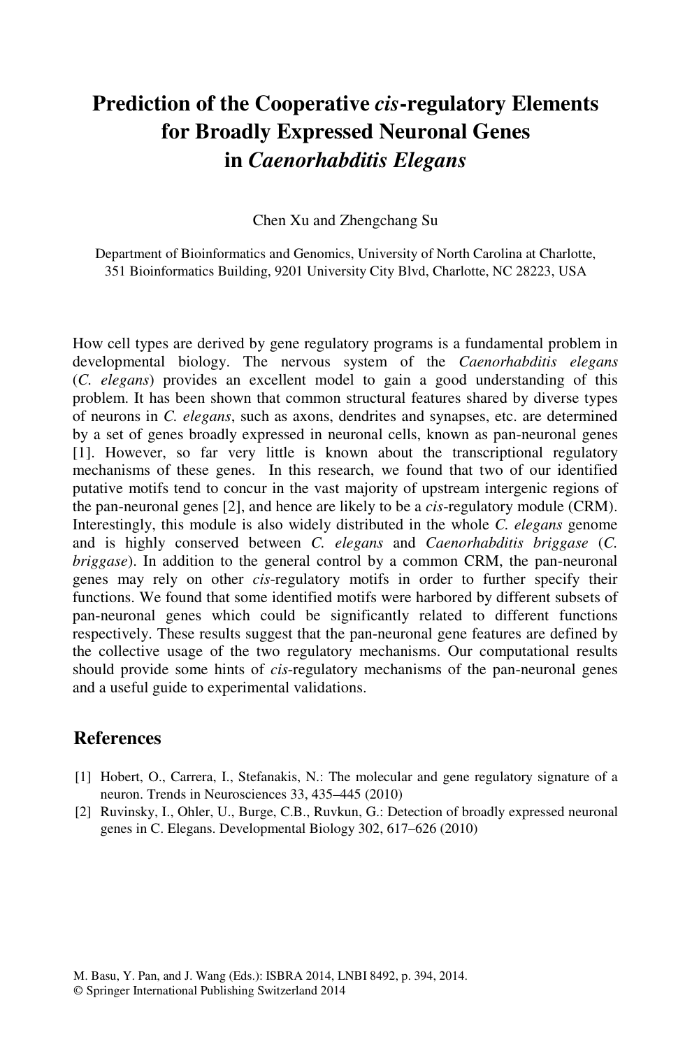# Prediction of the Cooperative *cis*-regulatory Elements for Broadly Expressed Neuronal Genes in *Caenorhabditis Elegans*

Chen Xu and Zhengchang Su

Department of Bioinformatics and Genomics, University of North Carolina at Charlotte, 351 Bioinformatics Building, 9201 University City Blvd, Charlotte, NC 28223, USA

How cell types are derived by gene regulatory programs is a fundamental problem in developmental biology. The nervous system of the *Caenorhabditis elegans* (*C. elegans*) provides an excellent model to gain a good understanding of this problem. It has been shown that common structural features shared by diverse types of neurons in *C. elegans*, such as axons, dendrites and synapses, etc. are determined by a set of genes broadly expressed in neuronal cells, known as pan-neuronal genes [1]. However, so far very little is known about the transcriptional regulatory mechanisms of these genes. In this research, we found that two of our identified putative motifs tend to concur in the vast majority of upstream intergenic regions of the pan-neuronal genes [2], and hence are likely to be a *cis*-regulatory module (CRM). Interestingly, this module is also widely distributed in the whole *C. elegans* genome and is highly conserved between *C. elegans* and *Caenorhabditis briggase* (*C. briggase*). In addition to the general control by a common CRM, the pan-neuronal genes may rely on other *cis*-regulatory motifs in order to further specify their functions. We found that some identified motifs were harbored by different subsets of pan-neuronal genes which could be significantly related to different functions respectively. These results suggest that the pan-neuronal gene features are defined by the collective usage of the two regulatory mechanisms. Our computational results should provide some hints of *cis*-regulatory mechanisms of the pan-neuronal genes and a useful guide to experimental validations.

## References

1. Hobert, O., Carrera, I., Stefanakis, N.: The molecular and gene regulatory signature of a neuron. Trends in Neurosciences 33, 435–445 (2010)
2. Ruvinsky, I., Ohler, U., Burge, C.B., Ruvkun, G.: Detection of broadly expressed neuronal genes in C. Elegans. Developmental Biology 302, 617–626 (2010)

M. Basu, Y. Pan, and J. Wang (Eds.): ISBRA 2014, LNBI 8492, p. 394, 2014.
© Springer International Publishing Switzerland 2014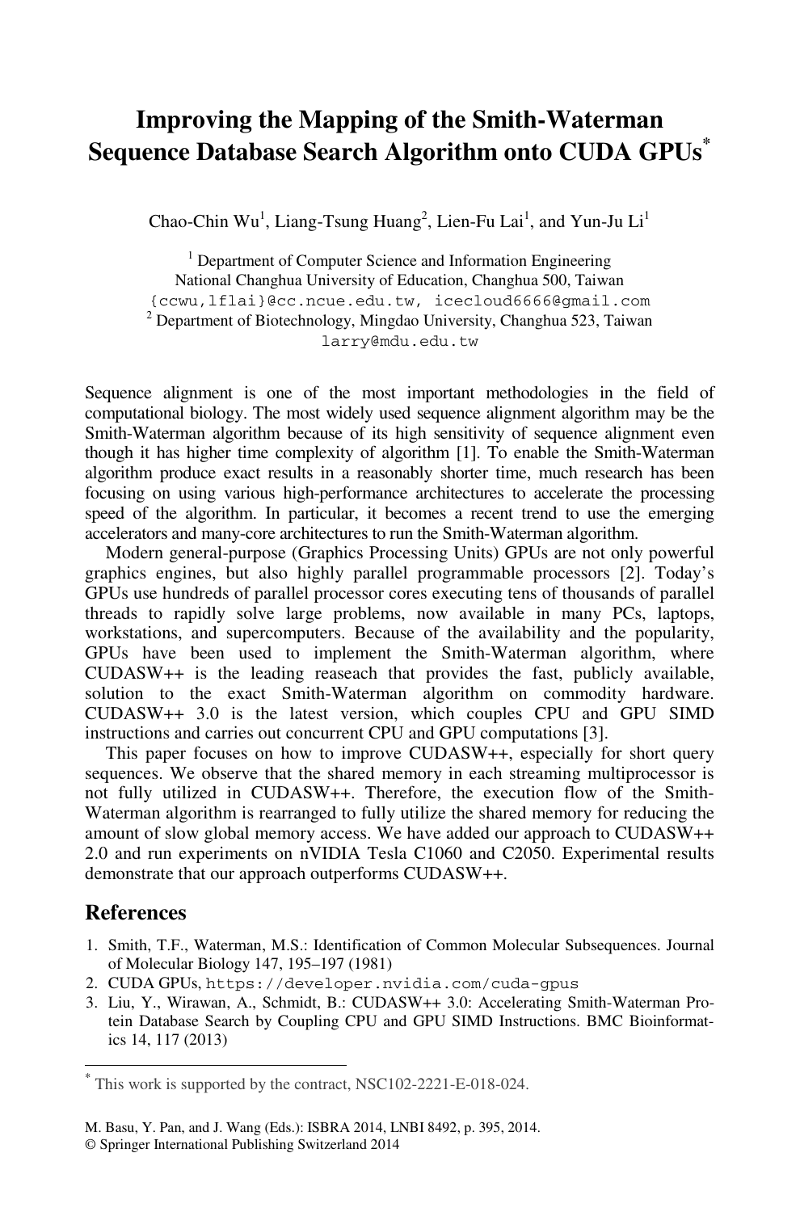# Improving the Mapping of the Smith-Waterman Sequence Database Search Algorithm onto CUDA GPUs*

Chao-Chin Wu[1], Liang-Tsung Huang[2], Lien-Fu Lai[1], and Yun-Ju Li[1]

[1] Department of Computer Science and Information Engineering
National Changhua University of Education, Changhua 500, Taiwan
{ccwu,lflai}@cc.ncue.edu.tw, icecloud6666@gmail.com

[2] Department of Biotechnology, Mingdao University, Changhua 523, Taiwan
larry@mdu.edu.tw

Sequence alignment is one of the most important methodologies in the field of computational biology. The most widely used sequence alignment algorithm may be the Smith-Waterman algorithm because of its high sensitivity of sequence alignment even though it has higher time complexity of algorithm [1]. To enable the Smith-Waterman algorithm produce exact results in a reasonably shorter time, much research has been focusing on using various high-performance architectures to accelerate the processing speed of the algorithm. In particular, it becomes a recent trend to use the emerging accelerators and many-core architectures to run the Smith-Waterman algorithm.

Modern general-purpose (Graphics Processing Units) GPUs are not only powerful graphics engines, but also highly parallel programmable processors [2]. Today's GPUs use hundreds of parallel processor cores executing tens of thousands of parallel threads to rapidly solve large problems, now available in many PCs, laptops, workstations, and supercomputers. Because of the availability and the popularity, GPUs have been used to implement the Smith-Waterman algorithm, where CUDASW++ is the leading reaseach that provides the fast, publicly available, solution to the exact Smith-Waterman algorithm on commodity hardware. CUDASW++ 3.0 is the latest version, which couples CPU and GPU SIMD instructions and carries out concurrent CPU and GPU computations [3].

This paper focuses on how to improve CUDASW++, especially for short query sequences. We observe that the shared memory in each streaming multiprocessor is not fully utilized in CUDASW++. Therefore, the execution flow of the Smith-Waterman algorithm is rearranged to fully utilize the shared memory for reducing the amount of slow global memory access. We have added our approach to CUDASW++ 2.0 and run experiments on nVIDIA Tesla C1060 and C2050. Experimental results demonstrate that our approach outperforms CUDASW++.

## References

1. Smith, T.F., Waterman, M.S.: Identification of Common Molecular Subsequences. Journal of Molecular Biology 147, 195–197 (1981)
2. CUDA GPUs, https://developer.nvidia.com/cuda-gpus
3. Liu, Y., Wirawan, A., Schmidt, B.: CUDASW++ 3.0: Accelerating Smith-Waterman Protein Database Search by Coupling CPU and GPU SIMD Instructions. BMC Bioinformatics 14, 117 (2013)

* This work is supported by the contract, NSC102-2221-E-018-024.

M. Basu, Y. Pan, and J. Wang (Eds.): ISBRA 2014, LNBI 8492, p. 395, 2014.
© Springer International Publishing Switzerland 2014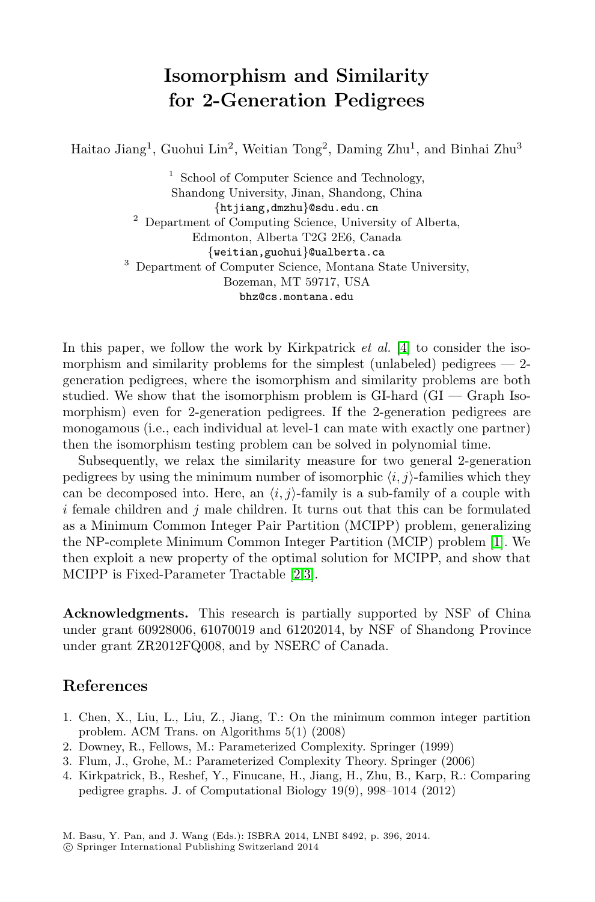# Isomorphism and Similarity for 2-Generation Pedigrees

Haitao Jiang[1], Guohui Lin[2], Weitian Tong[2], Daming Zhu[1], and Binhai Zhu[3]

[1] School of Computer Science and Technology, Shandong University, Jinan, Shandong, China
{htjiang,dmzhu}@sdu.edu.cn

[2] Department of Computing Science, University of Alberta, Edmonton, Alberta T2G 2E6, Canada
{weitian,guohui}@ualberta.ca

[3] Department of Computer Science, Montana State University, Bozeman, MT 59717, USA
bhz@cs.montana.edu

In this paper, we follow the work by Kirkpatrick *et al.* [4] to consider the isomorphism and similarity problems for the simplest (unlabeled) pedigrees — 2-generation pedigrees, where the isomorphism and similarity problems are both studied. We show that the isomorphism problem is GI-hard (GI — Graph Isomorphism) even for 2-generation pedigrees. If the 2-generation pedigrees are monogamous (i.e., each individual at level-1 can mate with exactly one partner) then the isomorphism testing problem can be solved in polynomial time.

Subsequently, we relax the similarity measure for two general 2-generation pedigrees by using the minimum number of isomorphic $\langle i, j \rangle$-families which they can be decomposed into. Here, an $\langle i, j \rangle$-family is a sub-family of a couple with $i$ female children and $j$ male children. It turns out that this can be formulated as a Minimum Common Integer Pair Partition (MCIPP) problem, generalizing the NP-complete Minimum Common Integer Partition (MCIP) problem [1]. We then exploit a new property of the optimal solution for MCIPP, and show that MCIPP is Fixed-Parameter Tractable [2,3].

**Acknowledgments.** This research is partially supported by NSF of China under grant 60928006, 61070019 and 61202014, by NSF of Shandong Province under grant ZR2012FQ008, and by NSERC of Canada.

## References

1. Chen, X., Liu, L., Liu, Z., Jiang, T.: On the minimum common integer partition problem. ACM Trans. on Algorithms 5(1) (2008)
2. Downey, R., Fellows, M.: Parameterized Complexity. Springer (1999)
3. Flum, J., Grohe, M.: Parameterized Complexity Theory. Springer (2006)
4. Kirkpatrick, B., Reshef, Y., Finucane, H., Jiang, H., Zhu, B., Karp, R.: Comparing pedigree graphs. J. of Computational Biology 19(9), 998–1014 (2012)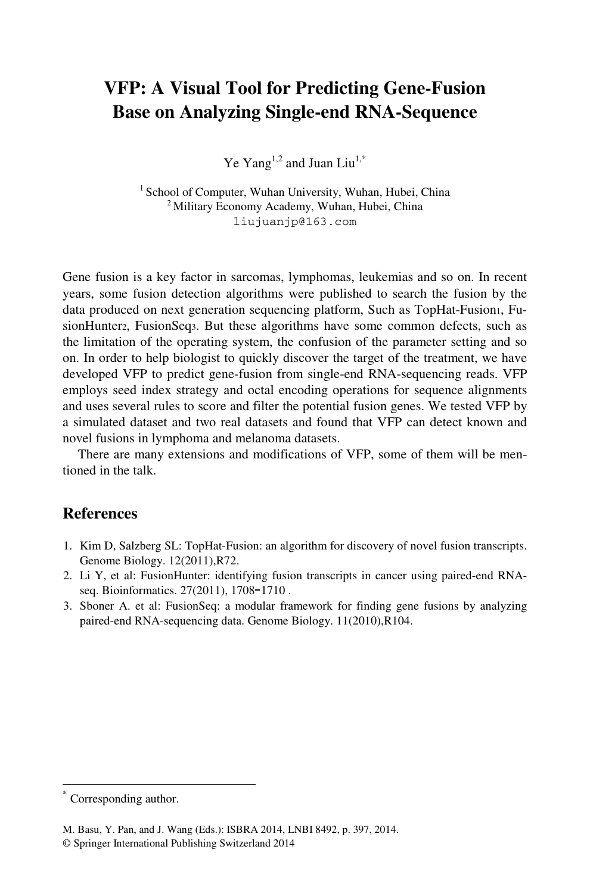# VFP: A Visual Tool for Predicting Gene-Fusion Base on Analyzing Single-end RNA-Sequence

Ye Yang[1,2] and Juan Liu[1,*]

[1] School of Computer, Wuhan University, Wuhan, Hubei, China
[2] Military Economy Academy, Wuhan, Hubei, China
liujuanjp@163.com

Gene fusion is a key factor in sarcomas, lymphomas, leukemias and so on. In recent years, some fusion detection algorithms were published to search the fusion by the data produced on next generation sequencing platform, Such as TopHat-Fusion[1], FusionHunter[2], FusionSeq[3]. But these algorithms have some common defects, such as the limitation of the operating system, the confusion of the parameter setting and so on. In order to help biologist to quickly discover the target of the treatment, we have developed VFP to predict gene-fusion from single-end RNA-sequencing reads. VFP employs seed index strategy and octal encoding operations for sequence alignments and uses several rules to score and filter the potential fusion genes. We tested VFP by a simulated dataset and two real datasets and found that VFP can detect known and novel fusions in lymphoma and melanoma datasets.

There are many extensions and modifications of VFP, some of them will be mentioned in the talk.

## References

1. Kim D, Salzberg SL: TopHat-Fusion: an algorithm for discovery of novel fusion transcripts. Genome Biology. 12(2011),R72.
2. Li Y, et al: FusionHunter: identifying fusion transcripts in cancer using paired-end RNA-seq. Bioinformatics. 27(2011), 1708-1710 .
3. Sboner A. et al: FusionSeq: a modular framework for finding gene fusions by analyzing paired-end RNA-sequencing data. Genome Biology. 11(2010),R104.

[*] Corresponding author.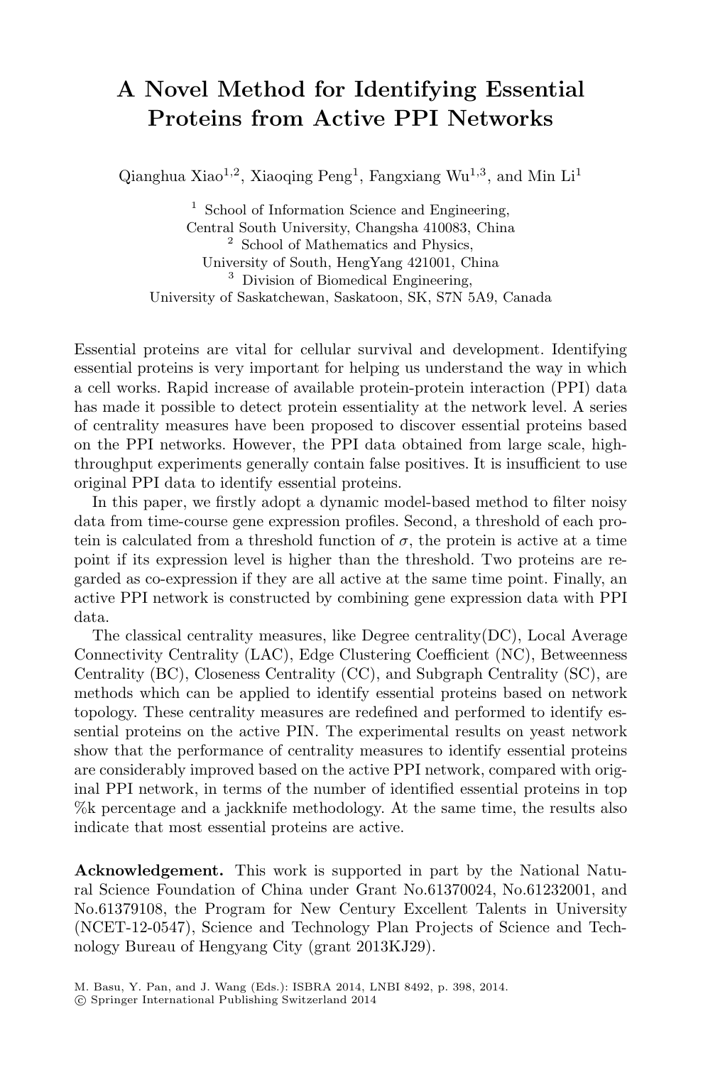# A Novel Method for Identifying Essential Proteins from Active PPI Networks

Qianghua Xiao[1,2], Xiaoqing Peng[1], Fangxiang Wu[1,3], and Min Li[1]

[1] School of Information Science and Engineering, Central South University, Changsha 410083, China
[2] School of Mathematics and Physics, University of South, HengYang 421001, China
[3] Division of Biomedical Engineering, University of Saskatchewan, Saskatoon, SK, S7N 5A9, Canada

Essential proteins are vital for cellular survival and development. Identifying essential proteins is very important for helping us understand the way in which a cell works. Rapid increase of available protein-protein interaction (PPI) data has made it possible to detect protein essentiality at the network level. A series of centrality measures have been proposed to discover essential proteins based on the PPI networks. However, the PPI data obtained from large scale, high-throughput experiments generally contain false positives. It is insufficient to use original PPI data to identify essential proteins.

In this paper, we firstly adopt a dynamic model-based method to filter noisy data from time-course gene expression profiles. Second, a threshold of each protein is calculated from a threshold function of $\sigma$, the protein is active at a time point if its expression level is higher than the threshold. Two proteins are regarded as co-expression if they are all active at the same time point. Finally, an active PPI network is constructed by combining gene expression data with PPI data.

The classical centrality measures, like Degree centrality(DC), Local Average Connectivity Centrality (LAC), Edge Clustering Coefficient (NC), Betweenness Centrality (BC), Closeness Centrality (CC), and Subgraph Centrality (SC), are methods which can be applied to identify essential proteins based on network topology. These centrality measures are redefined and performed to identify essential proteins on the active PIN. The experimental results on yeast network show that the performance of centrality measures to identify essential proteins are considerably improved based on the active PPI network, compared with original PPI network, in terms of the number of identified essential proteins in top %k percentage and a jackknife methodology. At the same time, the results also indicate that most essential proteins are active.

**Acknowledgement.** This work is supported in part by the National Natural Science Foundation of China under Grant No.61370024, No.61232001, and No.61379108, the Program for New Century Excellent Talents in University (NCET-12-0547), Science and Technology Plan Projects of Science and Technology Bureau of Hengyang City (grant 2013KJ29).

M. Basu, Y. Pan, and J. Wang (Eds.): ISBRA 2014, LNBI 8492, p. 398, 2014.
© Springer International Publishing Switzerland 2014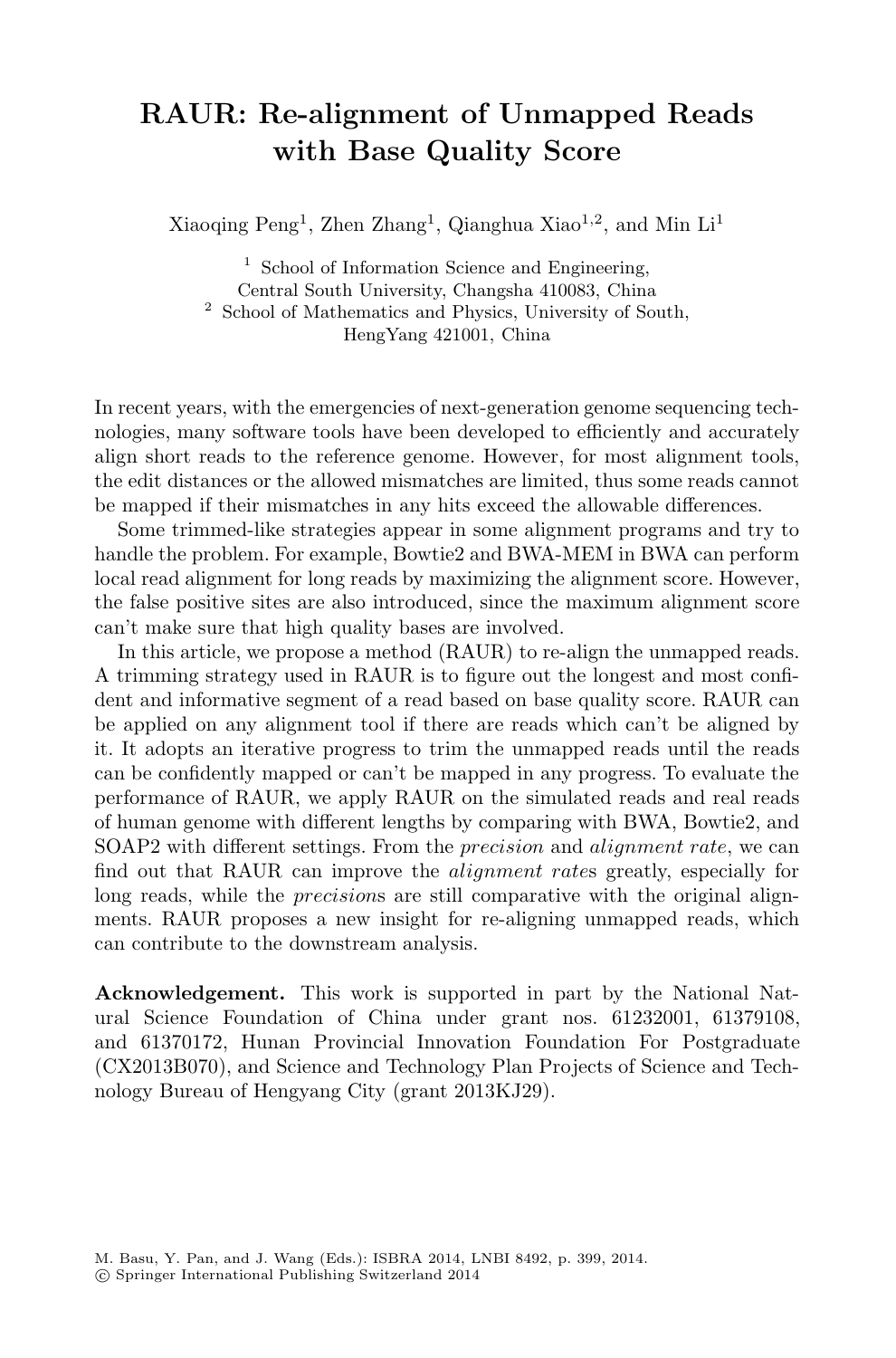# RAUR: Re-alignment of Unmapped Reads with Base Quality Score

Xiaoqing Peng[1], Zhen Zhang[1], Qianghua Xiao[1,2], and Min Li[1]

[1] School of Information Science and Engineering, Central South University, Changsha 410083, China
[2] School of Mathematics and Physics, University of South, HengYang 421001, China

In recent years, with the emergencies of next-generation genome sequencing technologies, many software tools have been developed to efficiently and accurately align short reads to the reference genome. However, for most alignment tools, the edit distances or the allowed mismatches are limited, thus some reads cannot be mapped if their mismatches in any hits exceed the allowable differences.

Some trimmed-like strategies appear in some alignment programs and try to handle the problem. For example, Bowtie2 and BWA-MEM in BWA can perform local read alignment for long reads by maximizing the alignment score. However, the false positive sites are also introduced, since the maximum alignment score can't make sure that high quality bases are involved.

In this article, we propose a method (RAUR) to re-align the unmapped reads. A trimming strategy used in RAUR is to figure out the longest and most confident and informative segment of a read based on base quality score. RAUR can be applied on any alignment tool if there are reads which can't be aligned by it. It adopts an iterative progress to trim the unmapped reads until the reads can be confidently mapped or can't be mapped in any progress. To evaluate the performance of RAUR, we apply RAUR on the simulated reads and real reads of human genome with different lengths by comparing with BWA, Bowtie2, and SOAP2 with different settings. From the *precision* and *alignment rate*, we can find out that RAUR can improve the *alignment rate*s greatly, especially for long reads, while the *precision*s are still comparative with the original alignments. RAUR proposes a new insight for re-aligning unmapped reads, which can contribute to the downstream analysis.

**Acknowledgement.** This work is supported in part by the National Natural Science Foundation of China under grant nos. 61232001, 61379108, and 61370172, Hunan Provincial Innovation Foundation For Postgraduate (CX2013B070), and Science and Technology Plan Projects of Science and Technology Bureau of Hengyang City (grant 2013KJ29).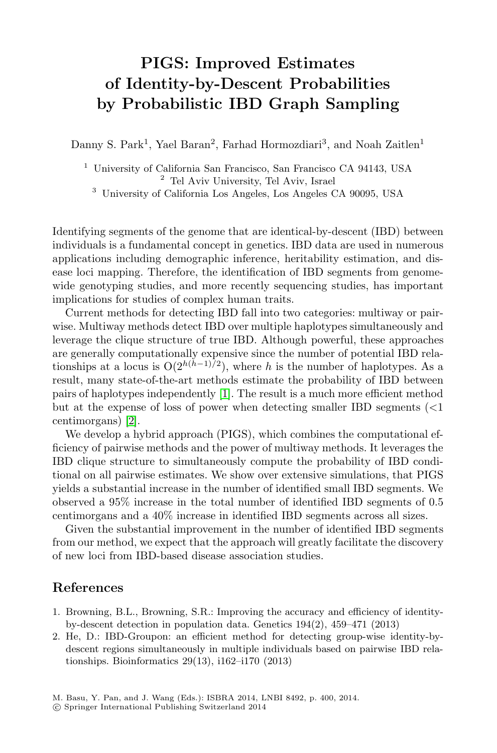# PIGS: Improved Estimates of Identity-by-Descent Probabilities by Probabilistic IBD Graph Sampling

Danny S. Park[1], Yael Baran[2], Farhad Hormozdiari[3], and Noah Zaitlen[1]

[1] University of California San Francisco, San Francisco CA 94143, USA
[2] Tel Aviv University, Tel Aviv, Israel
[3] University of California Los Angeles, Los Angeles CA 90095, USA

Identifying segments of the genome that are identical-by-descent (IBD) between individuals is a fundamental concept in genetics. IBD data are used in numerous applications including demographic inference, heritability estimation, and disease loci mapping. Therefore, the identification of IBD segments from genome-wide genotyping studies, and more recently sequencing studies, has important implications for studies of complex human traits.

Current methods for detecting IBD fall into two categories: multiway or pairwise. Multiway methods detect IBD over multiple haplotypes simultaneously and leverage the clique structure of true IBD. Although powerful, these approaches are generally computationally expensive since the number of potential IBD relationships at a locus is $O(2^{h(h-1)/2})$, where $h$ is the number of haplotypes. As a result, many state-of-the-art methods estimate the probability of IBD between pairs of haplotypes independently [1]. The result is a much more efficient method but at the expense of loss of power when detecting smaller IBD segments (<1 centimorgans) [2].

We develop a hybrid approach (PIGS), which combines the computational efficiency of pairwise methods and the power of multiway methods. It leverages the IBD clique structure to simultaneously compute the probability of IBD conditional on all pairwise estimates. We show over extensive simulations, that PIGS yields a substantial increase in the number of identified small IBD segments. We observed a 95% increase in the total number of identified IBD segments of 0.5 centimorgans and a 40% increase in identified IBD segments across all sizes.

Given the substantial improvement in the number of identified IBD segments from our method, we expect that the approach will greatly facilitate the discovery of new loci from IBD-based disease association studies.

## References

1. Browning, B.L., Browning, S.R.: Improving the accuracy and efficiency of identity-by-descent detection in population data. Genetics 194(2), 459–471 (2013)
2. He, D.: IBD-Groupon: an efficient method for detecting group-wise identity-by-descent regions simultaneously in multiple individuals based on pairwise IBD relationships. Bioinformatics 29(13), i162–i170 (2013)

M. Basu, Y. Pan, and J. Wang (Eds.): ISBRA 2014, LNBI 8492, p. 400, 2014.
© Springer International Publishing Switzerland 2014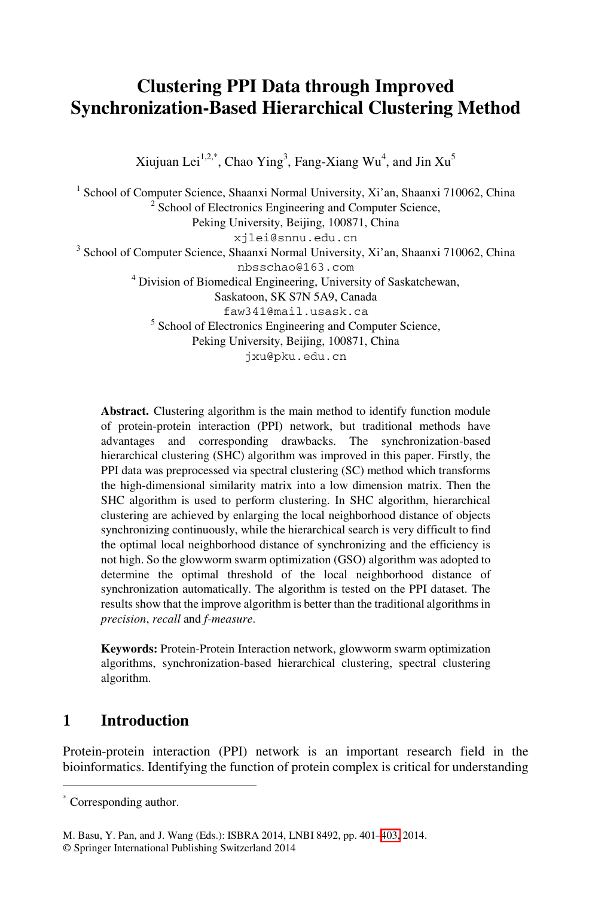# Clustering PPI Data through Improved Synchronization-Based Hierarchical Clustering Method

Xiujuan Lei[1,2,*], Chao Ying[3], Fang-Xiang Wu[4], and Jin Xu[5]

[1] School of Computer Science, Shaanxi Normal University, Xi'an, Shaanxi 710062, China
[2] School of Electronics Engineering and Computer Science, Peking University, Beijing, 100871, China
xjlei@snnu.edu.cn
[3] School of Computer Science, Shaanxi Normal University, Xi'an, Shaanxi 710062, China
nbsschao@163.com
[4] Division of Biomedical Engineering, University of Saskatchewan, Saskatoon, SK S7N 5A9, Canada
faw341@mail.usask.ca
[5] School of Electronics Engineering and Computer Science, Peking University, Beijing, 100871, China
jxu@pku.edu.cn

**Abstract.** Clustering algorithm is the main method to identify function module of protein-protein interaction (PPI) network, but traditional methods have advantages and corresponding drawbacks. The synchronization-based hierarchical clustering (SHC) algorithm was improved in this paper. Firstly, the PPI data was preprocessed via spectral clustering (SC) method which transforms the high-dimensional similarity matrix into a low dimension matrix. Then the SHC algorithm is used to perform clustering. In SHC algorithm, hierarchical clustering are achieved by enlarging the local neighborhood distance of objects synchronizing continuously, while the hierarchical search is very difficult to find the optimal local neighborhood distance of synchronizing and the efficiency is not high. So the glowworm swarm optimization (GSO) algorithm was adopted to determine the optimal threshold of the local neighborhood distance of synchronization automatically. The algorithm is tested on the PPI dataset. The results show that the improve algorithm is better than the traditional algorithms in *precision*, *recall* and *f-measure*.

**Keywords:** Protein-Protein Interaction network, glowworm swarm optimization algorithms, synchronization-based hierarchical clustering, spectral clustering algorithm.

## 1 Introduction

Protein-protein interaction (PPI) network is an important research field in the bioinformatics. Identifying the function of protein complex is critical for understanding

[*] Corresponding author.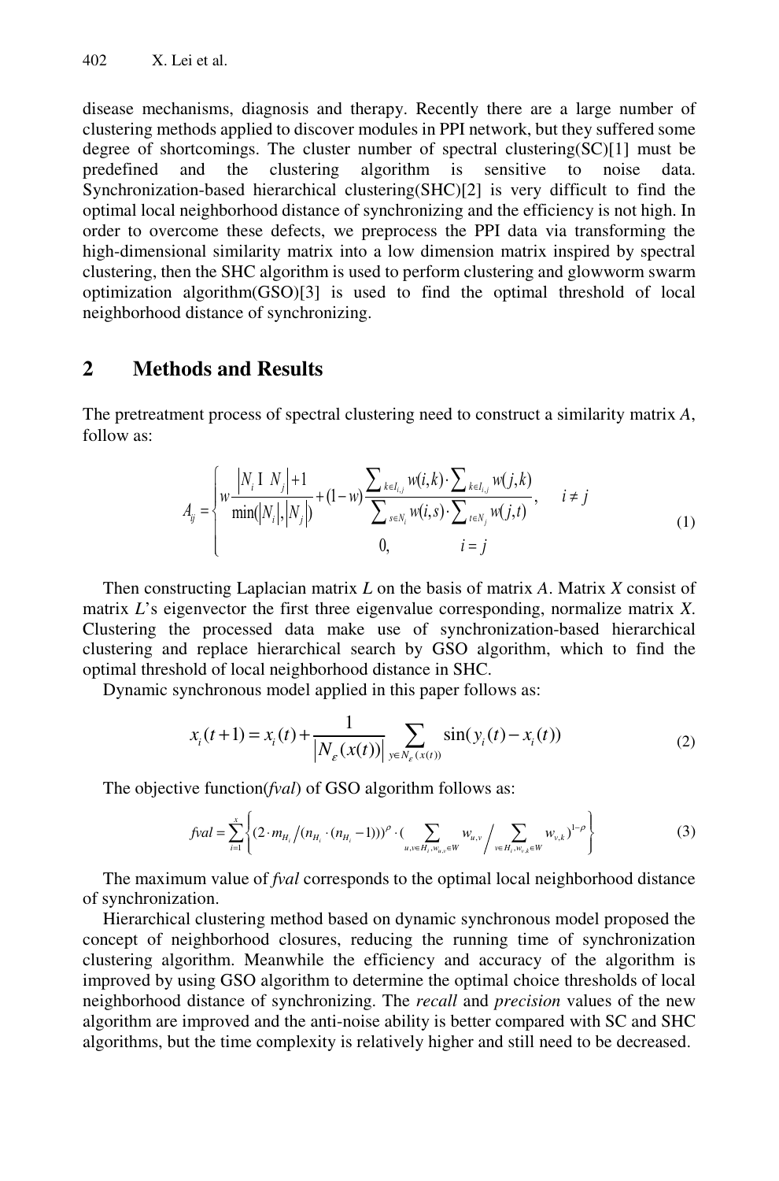disease mechanisms, diagnosis and therapy. Recently there are a large number of clustering methods applied to discover modules in PPI network, but they suffered some degree of shortcomings. The cluster number of spectral clustering(SC)[1] must be predefined and the clustering algorithm is sensitive to noise data. Synchronization-based hierarchical clustering(SHC)[2] is very difficult to find the optimal local neighborhood distance of synchronizing and the efficiency is not high. In order to overcome these defects, we preprocess the PPI data via transforming the high-dimensional similarity matrix into a low dimension matrix inspired by spectral clustering, then the SHC algorithm is used to perform clustering and glowworm swarm optimization algorithm(GSO)[3] is used to find the optimal threshold of local neighborhood distance of synchronizing.

## 2 Methods and Results

The pretreatment process of spectral clustering need to construct a similarity matrix *A*, follow as:

$$A_{ij} = \begin{cases} w\dfrac{\left|N_i \cap N_j\right|+1}{\min(\left|N_i\right|,\left|N_j\right|)} + (1-w)\dfrac{\sum_{k\in I_{i,j}} w(i,k)\cdot\sum_{k\in I_{i,j}} w(j,k)}{\sum_{s\in N_i} w(i,s)\cdot\sum_{t\in N_j} w(j,t)}, & i \neq j \\ 0, & i = j \end{cases} \tag{1}$$

Then constructing Laplacian matrix *L* on the basis of matrix *A*. Matrix *X* consist of matrix *L*'s eigenvector the first three eigenvalue corresponding, normalize matrix *X*. Clustering the processed data make use of synchronization-based hierarchical clustering and replace hierarchical search by GSO algorithm, which to find the optimal threshold of local neighborhood distance in SHC.

Dynamic synchronous model applied in this paper follows as:

$$x_i(t+1) = x_i(t) + \frac{1}{\left|N_\varepsilon(x(t))\right|}\sum_{y\in N_\varepsilon(x(t))} \sin(y_i(t) - x_i(t)) \tag{2}$$

The objective function(*fval*) of GSO algorithm follows as:

$$fval = \sum_{i=1}^{x}\left\{(2\cdot m_{H_i}/(n_{H_i}\cdot(n_{H_i}-1)))^{\rho}\cdot\left(\sum_{u,v\in H_i,w_{u,v}\in W} w_{u,v}\Big/\sum_{v\in H_i,w_{v,k}\in W} w_{v,k}\right)^{1-\rho}\right\} \tag{3}$$

The maximum value of *fval* corresponds to the optimal local neighborhood distance of synchronization.

Hierarchical clustering method based on dynamic synchronous model proposed the concept of neighborhood closures, reducing the running time of synchronization clustering algorithm. Meanwhile the efficiency and accuracy of the algorithm is improved by using GSO algorithm to determine the optimal choice thresholds of local neighborhood distance of synchronizing. The *recall* and *precision* values of the new algorithm are improved and the anti-noise ability is better compared with SC and SHC algorithms, but the time complexity is relatively higher and still need to be decreased.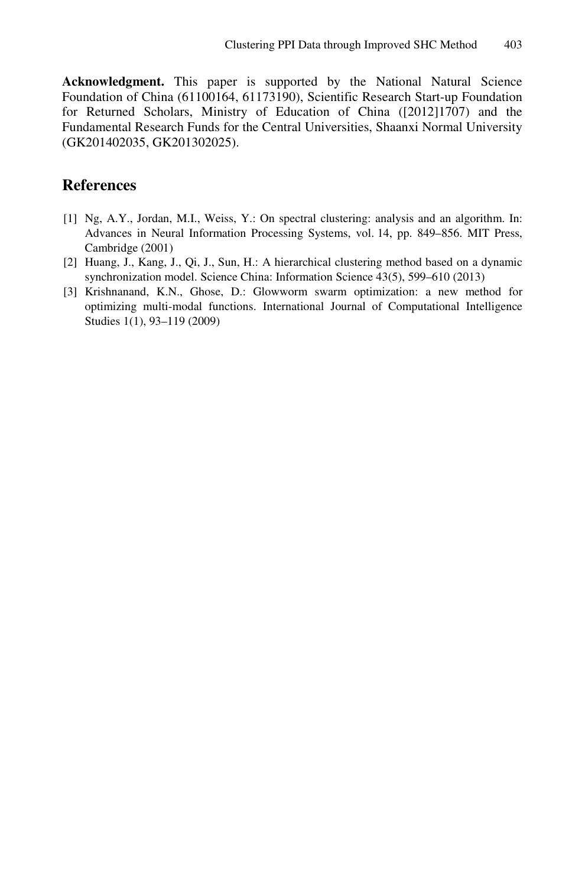**Acknowledgment.** This paper is supported by the National Natural Science Foundation of China (61100164, 61173190), Scientific Research Start-up Foundation for Returned Scholars, Ministry of Education of China ([2012]1707) and the Fundamental Research Funds for the Central Universities, Shaanxi Normal University (GK201402035, GK201302025).

## References

[1] Ng, A.Y., Jordan, M.I., Weiss, Y.: On spectral clustering: analysis and an algorithm. In: Advances in Neural Information Processing Systems, vol. 14, pp. 849–856. MIT Press, Cambridge (2001)

[2] Huang, J., Kang, J., Qi, J., Sun, H.: A hierarchical clustering method based on a dynamic synchronization model. Science China: Information Science 43(5), 599–610 (2013)

[3] Krishnanand, K.N., Ghose, D.: Glowworm swarm optimization: a new method for optimizing multi-modal functions. International Journal of Computational Intelligence Studies 1(1), 93–119 (2009)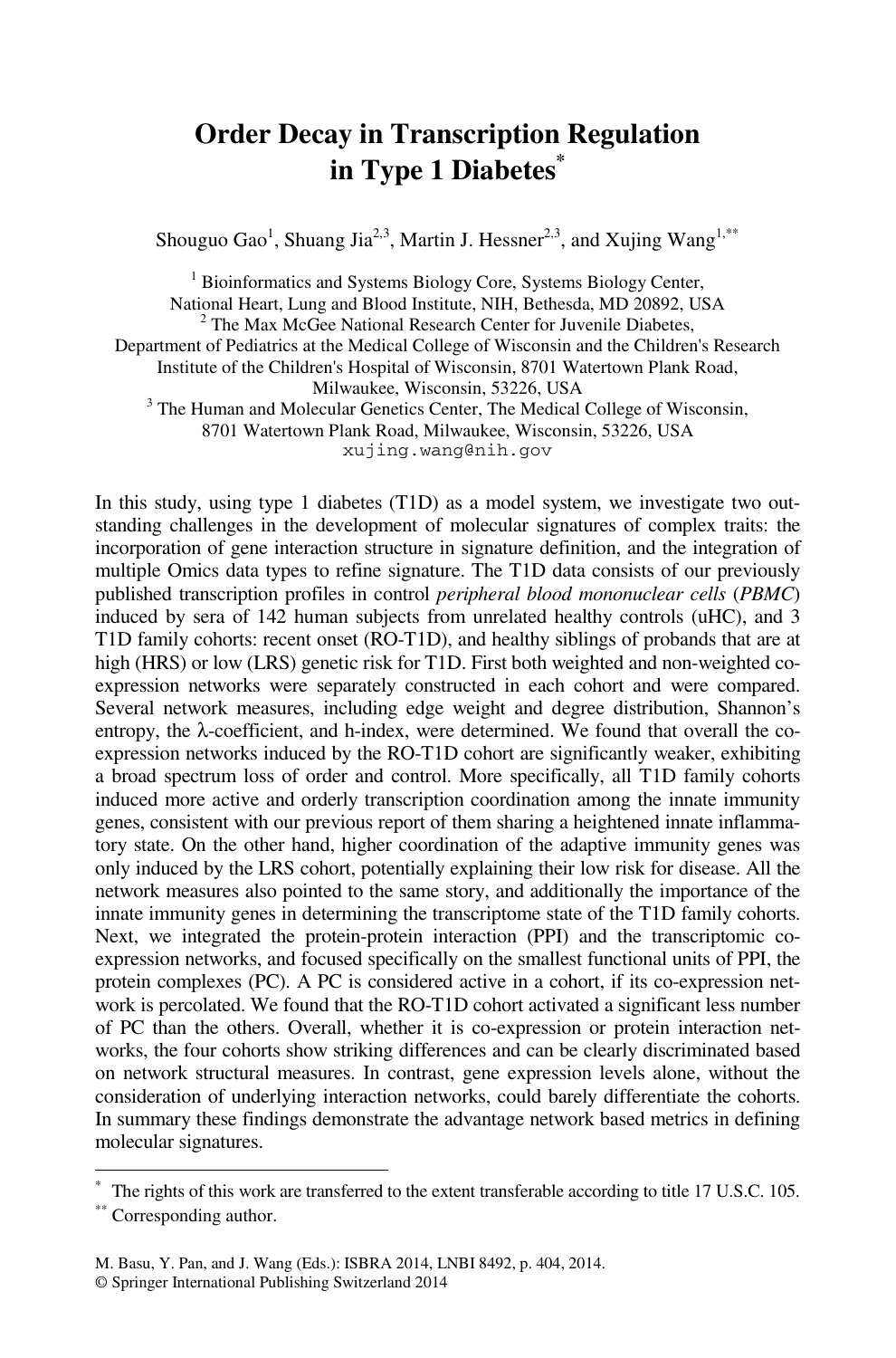# Order Decay in Transcription Regulation in Type 1 Diabetes[*]

Shouguo Gao[1], Shuang Jia[2,3], Martin J. Hessner[2,3], and Xujing Wang[1,**]

[1] Bioinformatics and Systems Biology Core, Systems Biology Center, National Heart, Lung and Blood Institute, NIH, Bethesda, MD 20892, USA
[2] The Max McGee National Research Center for Juvenile Diabetes, Department of Pediatrics at the Medical College of Wisconsin and the Children's Research Institute of the Children's Hospital of Wisconsin, 8701 Watertown Plank Road, Milwaukee, Wisconsin, 53226, USA
[3] The Human and Molecular Genetics Center, The Medical College of Wisconsin, 8701 Watertown Plank Road, Milwaukee, Wisconsin, 53226, USA
xujing.wang@nih.gov

In this study, using type 1 diabetes (T1D) as a model system, we investigate two outstanding challenges in the development of molecular signatures of complex traits: the incorporation of gene interaction structure in signature definition, and the integration of multiple Omics data types to refine signature. The T1D data consists of our previously published transcription profiles in control *peripheral blood mononuclear cells* (*PBMC*) induced by sera of 142 human subjects from unrelated healthy controls (uHC), and 3 T1D family cohorts: recent onset (RO-T1D), and healthy siblings of probands that are at high (HRS) or low (LRS) genetic risk for T1D. First both weighted and non-weighted co-expression networks were separately constructed in each cohort and were compared. Several network measures, including edge weight and degree distribution, Shannon's entropy, the $\lambda$-coefficient, and h-index, were determined. We found that overall the co-expression networks induced by the RO-T1D cohort are significantly weaker, exhibiting a broad spectrum loss of order and control. More specifically, all T1D family cohorts induced more active and orderly transcription coordination among the innate immunity genes, consistent with our previous report of them sharing a heightened innate inflammatory state. On the other hand, higher coordination of the adaptive immunity genes was only induced by the LRS cohort, potentially explaining their low risk for disease. All the network measures also pointed to the same story, and additionally the importance of the innate immunity genes in determining the transcriptome state of the T1D family cohorts. Next, we integrated the protein-protein interaction (PPI) and the transcriptomic co-expression networks, and focused specifically on the smallest functional units of PPI, the protein complexes (PC). A PC is considered active in a cohort, if its co-expression network is percolated. We found that the RO-T1D cohort activated a significant less number of PC than the others. Overall, whether it is co-expression or protein interaction networks, the four cohorts show striking differences and can be clearly discriminated based on network structural measures. In contrast, gene expression levels alone, without the consideration of underlying interaction networks, could barely differentiate the cohorts. In summary these findings demonstrate the advantage network based metrics in defining molecular signatures.

---

[*] The rights of this work are transferred to the extent transferable according to title 17 U.S.C. 105.
[**] Corresponding author.

M. Basu, Y. Pan, and J. Wang (Eds.): ISBRA 2014, LNBI 8492, p. 404, 2014.
© Springer International Publishing Switzerland 2014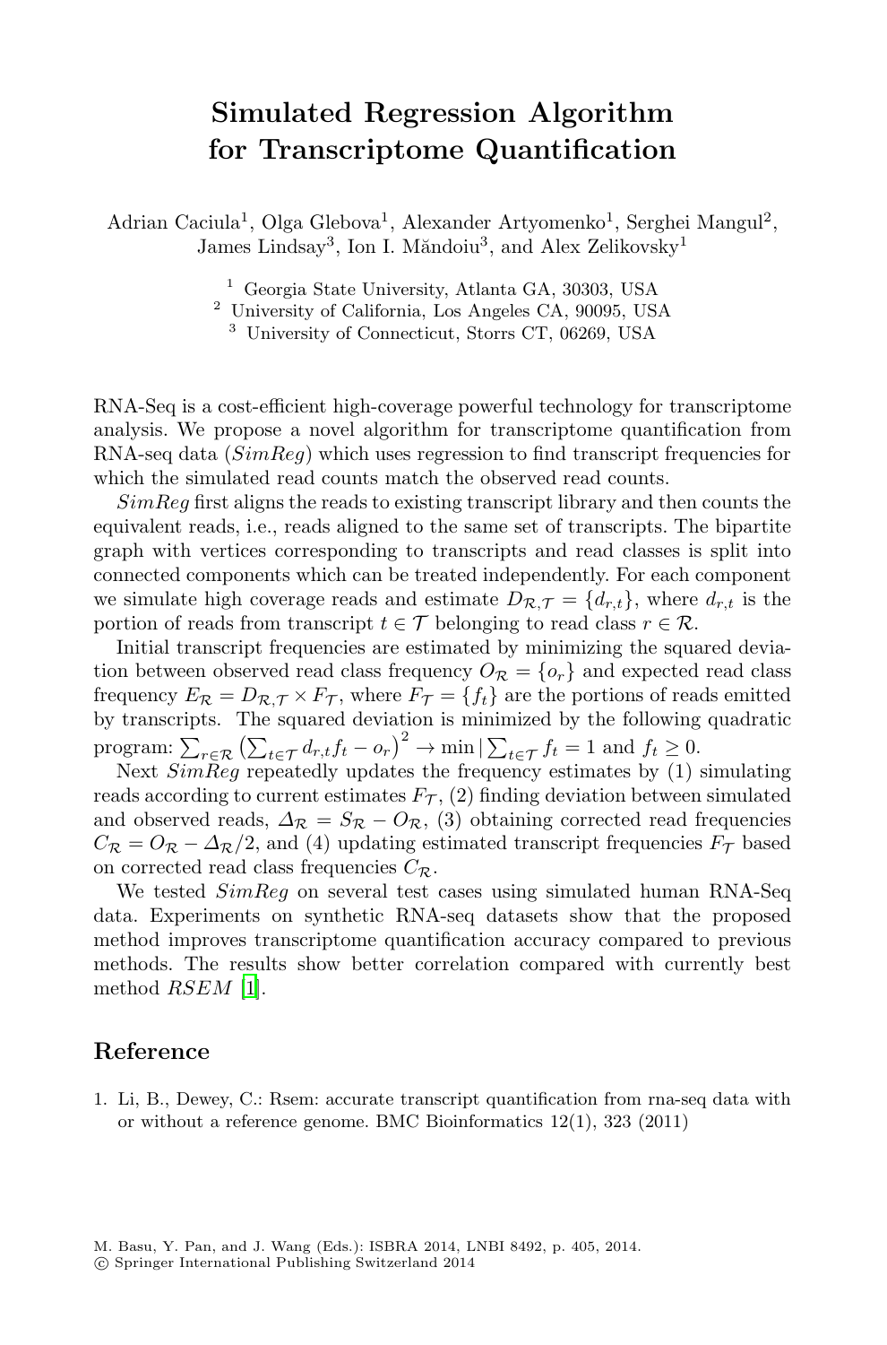# Simulated Regression Algorithm for Transcriptome Quantification

Adrian Caciula[1], Olga Glebova[1], Alexander Artyomenko[1], Serghei Mangul[2], James Lindsay[3], Ion I. Măndoiu[3], and Alex Zelikovsky[1]

[1] Georgia State University, Atlanta GA, 30303, USA
[2] University of California, Los Angeles CA, 90095, USA
[3] University of Connecticut, Storrs CT, 06269, USA

RNA-Seq is a cost-efficient high-coverage powerful technology for transcriptome analysis. We propose a novel algorithm for transcriptome quantification from RNA-seq data (*SimReg*) which uses regression to find transcript frequencies for which the simulated read counts match the observed read counts.

*SimReg* first aligns the reads to existing transcript library and then counts the equivalent reads, i.e., reads aligned to the same set of transcripts. The bipartite graph with vertices corresponding to transcripts and read classes is split into connected components which can be treated independently. For each component we simulate high coverage reads and estimate $D_{\mathcal{R},\mathcal{T}} = \{d_{r,t}\}$, where $d_{r,t}$ is the portion of reads from transcript $t \in \mathcal{T}$ belonging to read class $r \in \mathcal{R}$.

Initial transcript frequencies are estimated by minimizing the squared deviation between observed read class frequency $O_{\mathcal{R}} = \{o_r\}$ and expected read class frequency $E_{\mathcal{R}} = D_{\mathcal{R},\mathcal{T}} \times F_{\mathcal{T}}$, where $F_{\mathcal{T}} = \{f_t\}$ are the portions of reads emitted by transcripts. The squared deviation is minimized by the following quadratic program: $\sum_{r \in \mathcal{R}} \left( \sum_{t \in \mathcal{T}} d_{r,t} f_t - o_r \right)^2 \rightarrow \min \,|\, \sum_{t \in \mathcal{T}} f_t = 1$ and $f_t \geq 0$.

Next *SimReg* repeatedly updates the frequency estimates by (1) simulating reads according to current estimates $F_{\mathcal{T}}$, (2) finding deviation between simulated and observed reads, $\Delta_{\mathcal{R}} = S_{\mathcal{R}} - O_{\mathcal{R}}$, (3) obtaining corrected read frequencies $C_{\mathcal{R}} = O_{\mathcal{R}} - \Delta_{\mathcal{R}}/2$, and (4) updating estimated transcript frequencies $F_{\mathcal{T}}$ based on corrected read class frequencies $C_{\mathcal{R}}$.

We tested *SimReg* on several test cases using simulated human RNA-Seq data. Experiments on synthetic RNA-seq datasets show that the proposed method improves transcriptome quantification accuracy compared to previous methods. The results show better correlation compared with currently best method *RSEM* [1].

## Reference

1. Li, B., Dewey, C.: Rsem: accurate transcript quantification from rna-seq data with or without a reference genome. BMC Bioinformatics 12(1), 323 (2011)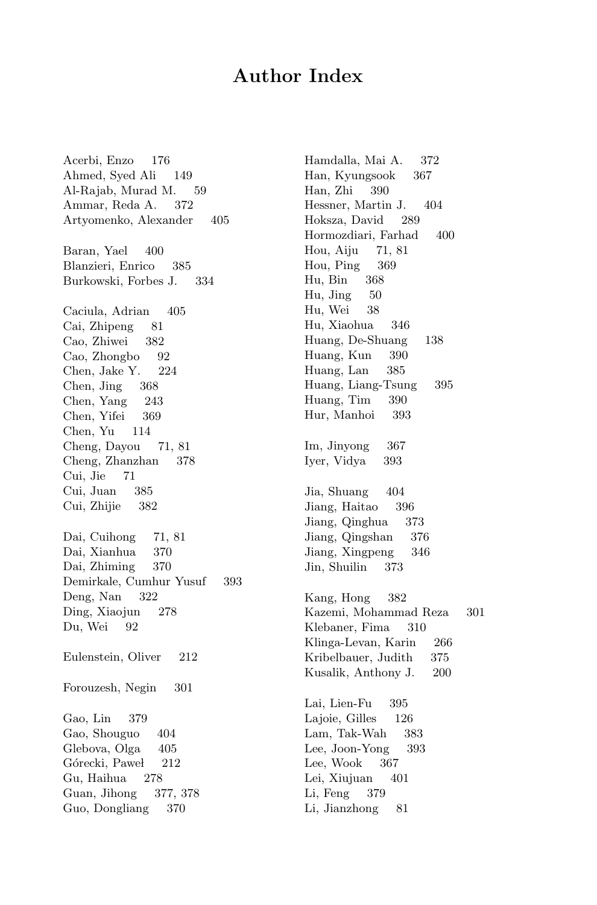# Author Index

Acerbi, Enzo 176
Ahmed, Syed Ali 149
Al-Rajab, Murad M. 59
Ammar, Reda A. 372
Artyomenko, Alexander 405

Baran, Yael 400
Blanzieri, Enrico 385
Burkowski, Forbes J. 334

Caciula, Adrian 405
Cai, Zhipeng 81
Cao, Zhiwei 382
Cao, Zhongbo 92
Chen, Jake Y. 224
Chen, Jing 368
Chen, Yang 243
Chen, Yifei 369
Chen, Yu 114
Cheng, Dayou 71, 81
Cheng, Zhanzhan 378
Cui, Jie 71
Cui, Juan 385
Cui, Zhijie 382

Dai, Cuihong 71, 81
Dai, Xianhua 370
Dai, Zhiming 370
Demirkale, Cumhur Yusuf 393
Deng, Nan 322
Ding, Xiaojun 278
Du, Wei 92

Eulenstein, Oliver 212

Forouzesh, Negin 301

Gao, Lin 379
Gao, Shouguo 404
Glebova, Olga 405
Górecki, Paweł 212
Gu, Haihua 278
Guan, Jihong 377, 378
Guo, Dongliang 370

Hamdalla, Mai A. 372
Han, Kyungsook 367
Han, Zhi 390
Hessner, Martin J. 404
Hoksza, David 289
Hormozdiari, Farhad 400
Hou, Aiju 71, 81
Hou, Ping 369
Hu, Bin 368
Hu, Jing 50
Hu, Wei 38
Hu, Xiaohua 346
Huang, De-Shuang 138
Huang, Kun 390
Huang, Lan 385
Huang, Liang-Tsung 395
Huang, Tim 390
Hur, Manhoi 393

Im, Jinyong 367
Iyer, Vidya 393

Jia, Shuang 404
Jiang, Haitao 396
Jiang, Qinghua 373
Jiang, Qingshan 376
Jiang, Xingpeng 346
Jin, Shuilin 373

Kang, Hong 382
Kazemi, Mohammad Reza 301
Klebaner, Fima 310
Klinga-Levan, Karin 266
Kribelbauer, Judith 375
Kusalik, Anthony J. 200

Lai, Lien-Fu 395
Lajoie, Gilles 126
Lam, Tak-Wah 383
Lee, Joon-Yong 393
Lee, Wook 367
Lei, Xiujuan 401
Li, Feng 379
Li, Jianzhong 81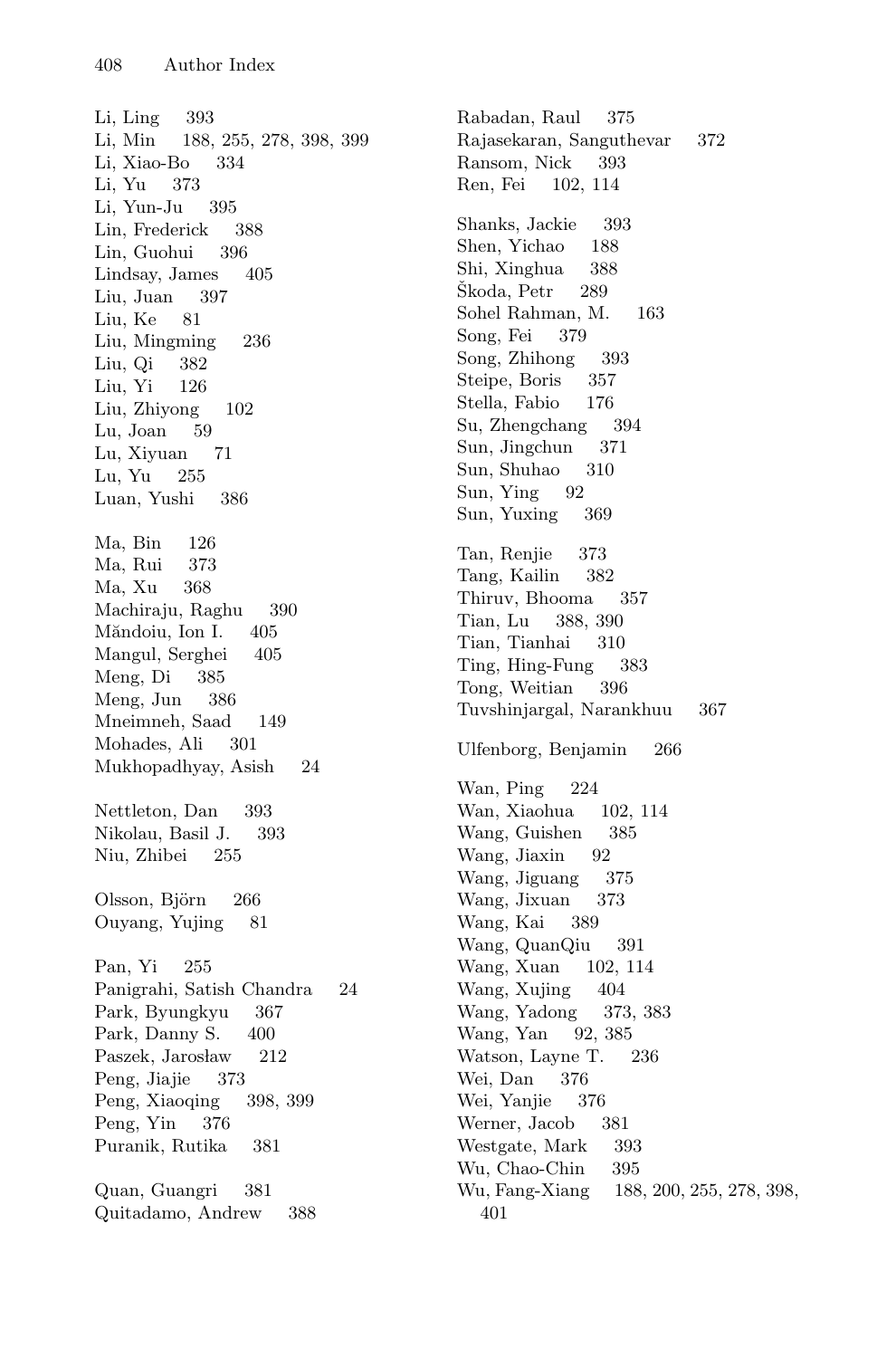Li, Ling 393
Li, Min 188, 255, 278, 398, 399
Li, Xiao-Bo 334
Li, Yu 373
Li, Yun-Ju 395
Lin, Frederick 388
Lin, Guohui 396
Lindsay, James 405
Liu, Juan 397
Liu, Ke 81
Liu, Mingming 236
Liu, Qi 382
Liu, Yi 126
Liu, Zhiyong 102
Lu, Joan 59
Lu, Xiyuan 71
Lu, Yu 255
Luan, Yushi 386

Ma, Bin 126
Ma, Rui 373
Ma, Xu 368
Machiraju, Raghu 390
Măndoiu, Ion I. 405
Mangul, Serghei 405
Meng, Di 385
Meng, Jun 386
Mneimneh, Saad 149
Mohades, Ali 301
Mukhopadhyay, Asish 24

Nettleton, Dan 393
Nikolau, Basil J. 393
Niu, Zhibei 255

Olsson, Björn 266
Ouyang, Yujing 81

Pan, Yi 255
Panigrahi, Satish Chandra 24
Park, Byungkyu 367
Park, Danny S. 400
Paszek, Jarosław 212
Peng, Jiajie 373
Peng, Xiaoqing 398, 399
Peng, Yin 376
Puranik, Rutika 381

Quan, Guangri 381
Quitadamo, Andrew 388

Rabadan, Raul 375
Rajasekaran, Sanguthevar 372
Ransom, Nick 393
Ren, Fei 102, 114

Shanks, Jackie 393
Shen, Yichao 188
Shi, Xinghua 388
Škoda, Petr 289
Sohel Rahman, M. 163
Song, Fei 379
Song, Zhihong 393
Steipe, Boris 357
Stella, Fabio 176
Su, Zhengchang 394
Sun, Jingchun 371
Sun, Shuhao 310
Sun, Ying 92
Sun, Yuxing 369

Tan, Renjie 373
Tang, Kailin 382
Thiruv, Bhooma 357
Tian, Lu 388, 390
Tian, Tianhai 310
Ting, Hing-Fung 383
Tong, Weitian 396
Tuvshinjargal, Narankhuu 367

Ulfenborg, Benjamin 266

Wan, Ping 224
Wan, Xiaohua 102, 114
Wang, Guishen 385
Wang, Jiaxin 92
Wang, Jiguang 375
Wang, Jixuan 373
Wang, Kai 389
Wang, QuanQiu 391
Wang, Xuan 102, 114
Wang, Xujing 404
Wang, Yadong 373, 383
Wang, Yan 92, 385
Watson, Layne T. 236
Wei, Dan 376
Wei, Yanjie 376
Werner, Jacob 381
Westgate, Mark 393
Wu, Chao-Chin 395
Wu, Fang-Xiang 188, 200, 255, 278, 398, 401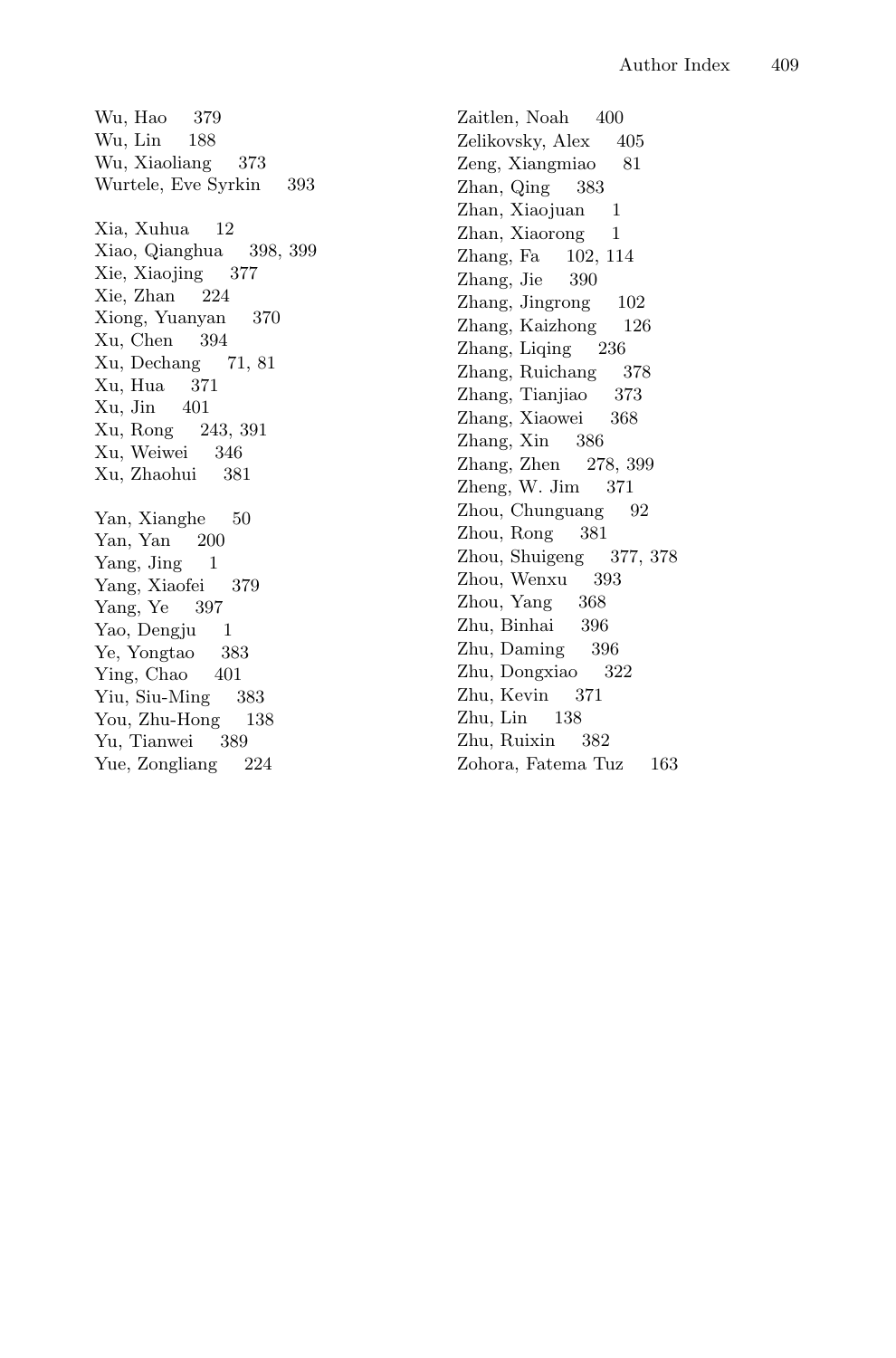Wu, Hao 379
Wu, Lin 188
Wu, Xiaoliang 373
Wurtele, Eve Syrkin 393

Xia, Xuhua 12
Xiao, Qianghua 398, 399
Xie, Xiaojing 377
Xie, Zhan 224
Xiong, Yuanyan 370
Xu, Chen 394
Xu, Dechang 71, 81
Xu, Hua 371
Xu, Jin 401
Xu, Rong 243, 391
Xu, Weiwei 346
Xu, Zhaohui 381

Yan, Xianghe 50
Yan, Yan 200
Yang, Jing 1
Yang, Xiaofei 379
Yang, Ye 397
Yao, Dengju 1
Ye, Yongtao 383
Ying, Chao 401
Yiu, Siu-Ming 383
You, Zhu-Hong 138
Yu, Tianwei 389
Yue, Zongliang 224

Zaitlen, Noah 400
Zelikovsky, Alex 405
Zeng, Xiangmiao 81
Zhan, Qing 383
Zhan, Xiaojuan 1
Zhan, Xiaorong 1
Zhang, Fa 102, 114
Zhang, Jie 390
Zhang, Jingrong 102
Zhang, Kaizhong 126
Zhang, Liqing 236
Zhang, Ruichang 378
Zhang, Tianjiao 373
Zhang, Xiaowei 368
Zhang, Xin 386
Zhang, Zhen 278, 399
Zheng, W. Jim 371
Zhou, Chunguang 92
Zhou, Rong 381
Zhou, Shuigeng 377, 378
Zhou, Wenxu 393
Zhou, Yang 368
Zhu, Binhai 396
Zhu, Daming 396
Zhu, Dongxiao 322
Zhu, Kevin 371
Zhu, Lin 138
Zhu, Ruixin 382
Zohora, Fatema Tuz 163